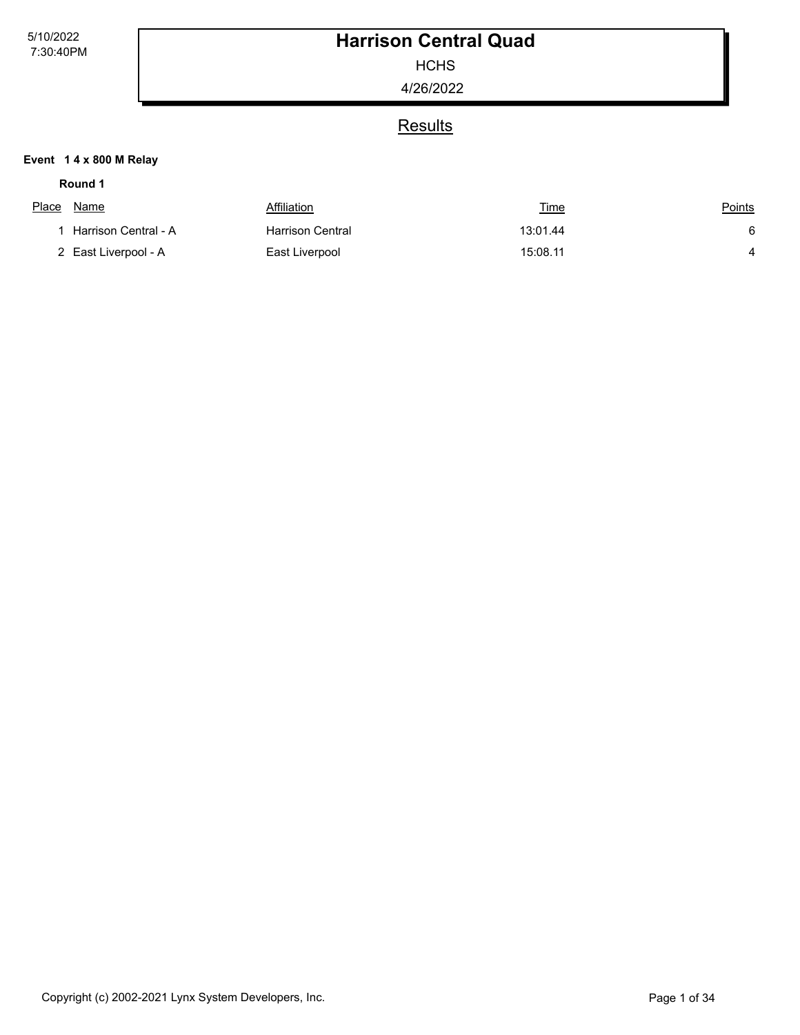# Harrison Central Quad

HCHS

4/26/2022

## Results

**Event 1 4 x 800 M Relay**

**Round 1**

| Place | Name | Affiliation | Time | Points |
|---|---|---|---|---|
| 1 | Harrison Central - A | Harrison Central | 13:01.44 | 6 |
| 2 | East Liverpool - A | East Liverpool | 15:08.11 | 4 |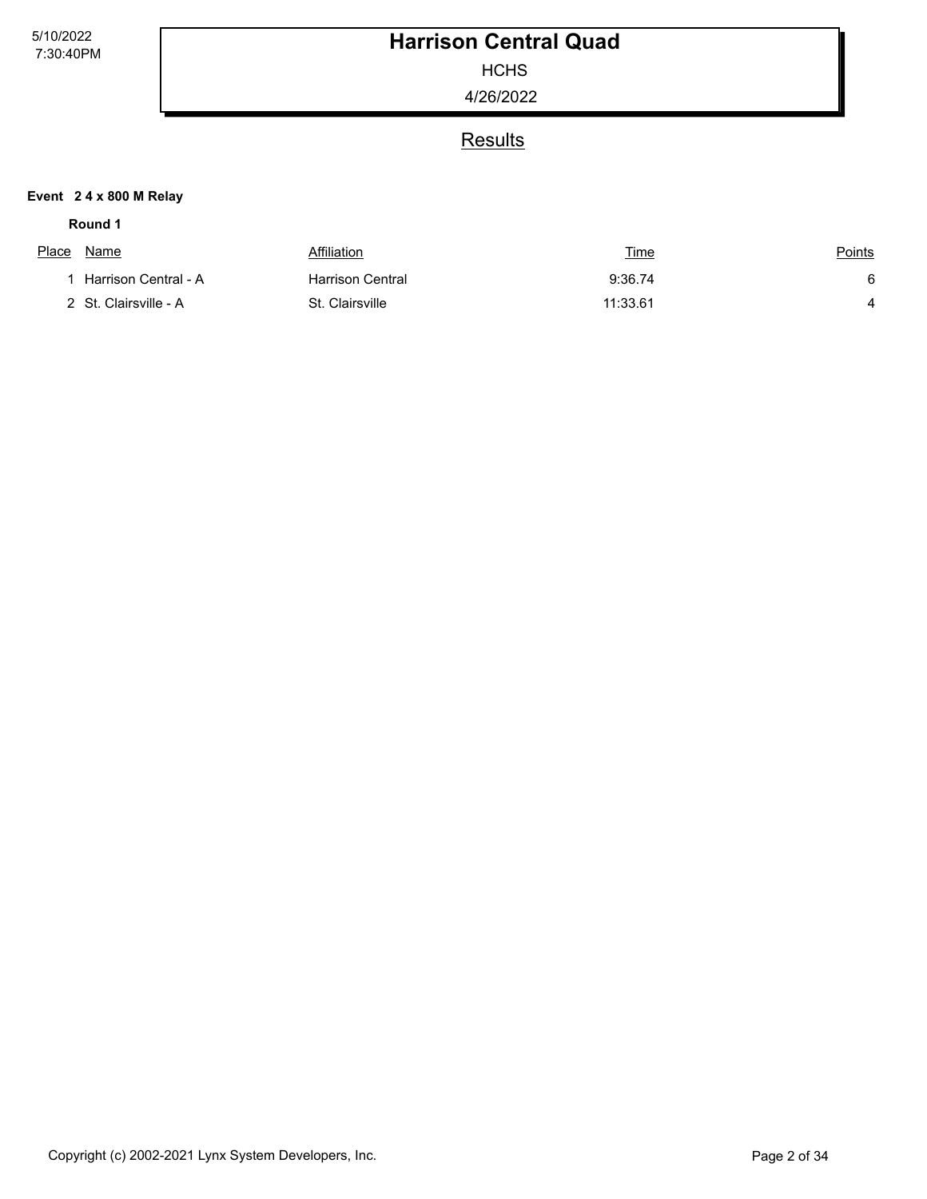# Harrison Central Quad

HCHS

4/26/2022

## Results

**Event 2 4 x 800 M Relay**

**Round 1**

| Place | Name | Affiliation | Time | Points |
|---|---|---|---|---|
| 1 | Harrison Central - A | Harrison Central | 9:36.74 | 6 |
| 2 | St. Clairsville - A | St. Clairsville | 11:33.61 | 4 |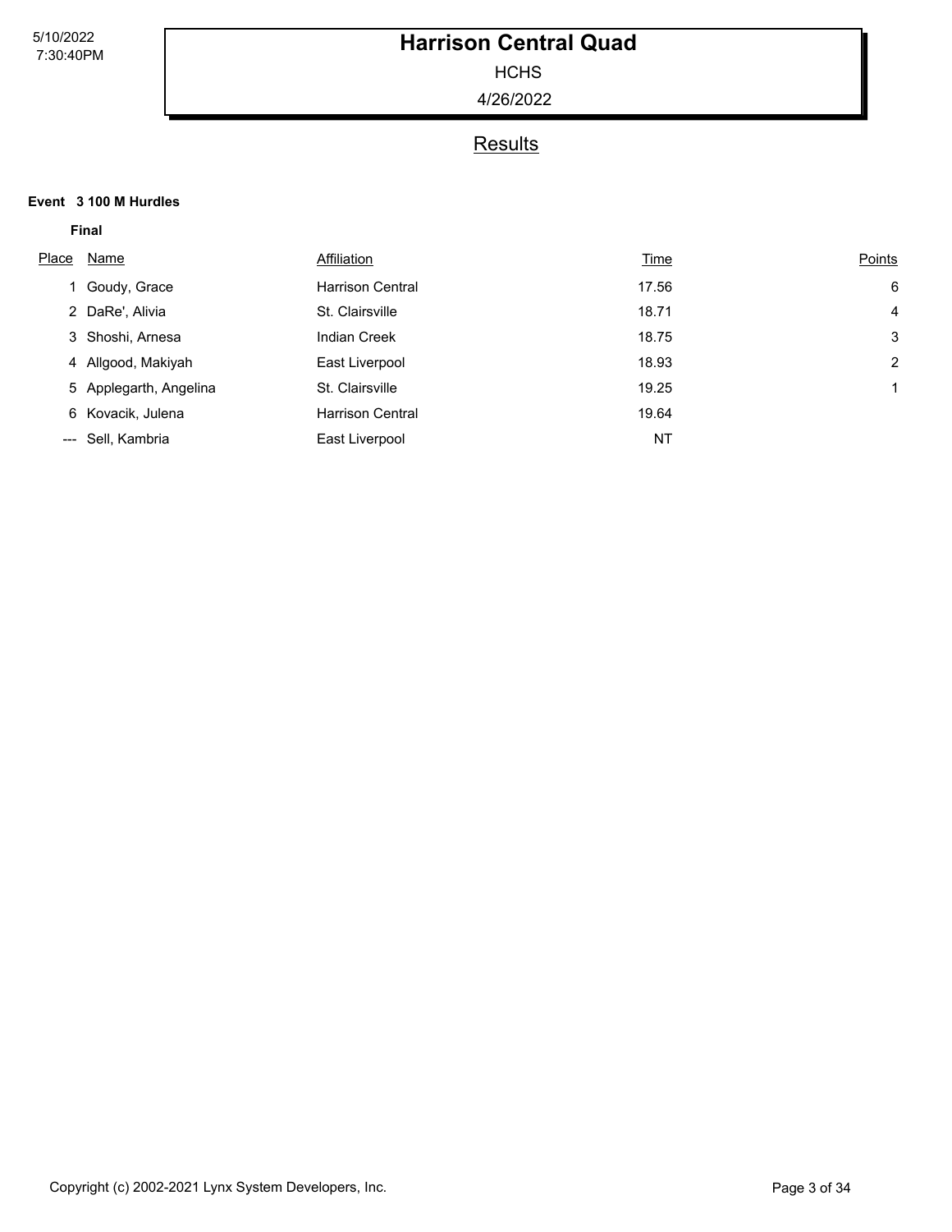# Harrison Central Quad

HCHS

4/26/2022

## Results

**Event 3 100 M Hurdles**

**Final**

| Place | Name | Affiliation | Time | Points |
|---|---|---|---|---|
| 1 | Goudy, Grace | Harrison Central | 17.56 | 6 |
| 2 | DaRe', Alivia | St. Clairsville | 18.71 | 4 |
| 3 | Shoshi, Arnesa | Indian Creek | 18.75 | 3 |
| 4 | Allgood, Makiyah | East Liverpool | 18.93 | 2 |
| 5 | Applegarth, Angelina | St. Clairsville | 19.25 | 1 |
| 6 | Kovacik, Julena | Harrison Central | 19.64 | |
| --- | Sell, Kambria | East Liverpool | NT | |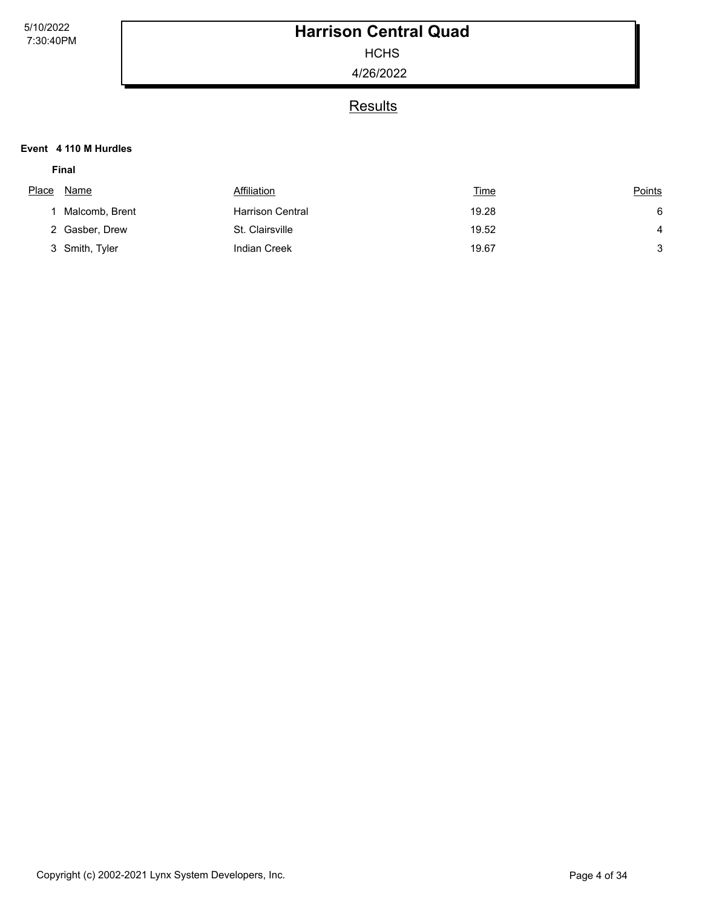# Harrison Central Quad

HCHS

4/26/2022

## Results

**Event 4 110 M Hurdles**

**Final**

| Place | Name | Affiliation | Time | Points |
|---|---|---|---|---|
| 1 | Malcomb, Brent | Harrison Central | 19.28 | 6 |
| 2 | Gasber, Drew | St. Clairsville | 19.52 | 4 |
| 3 | Smith, Tyler | Indian Creek | 19.67 | 3 |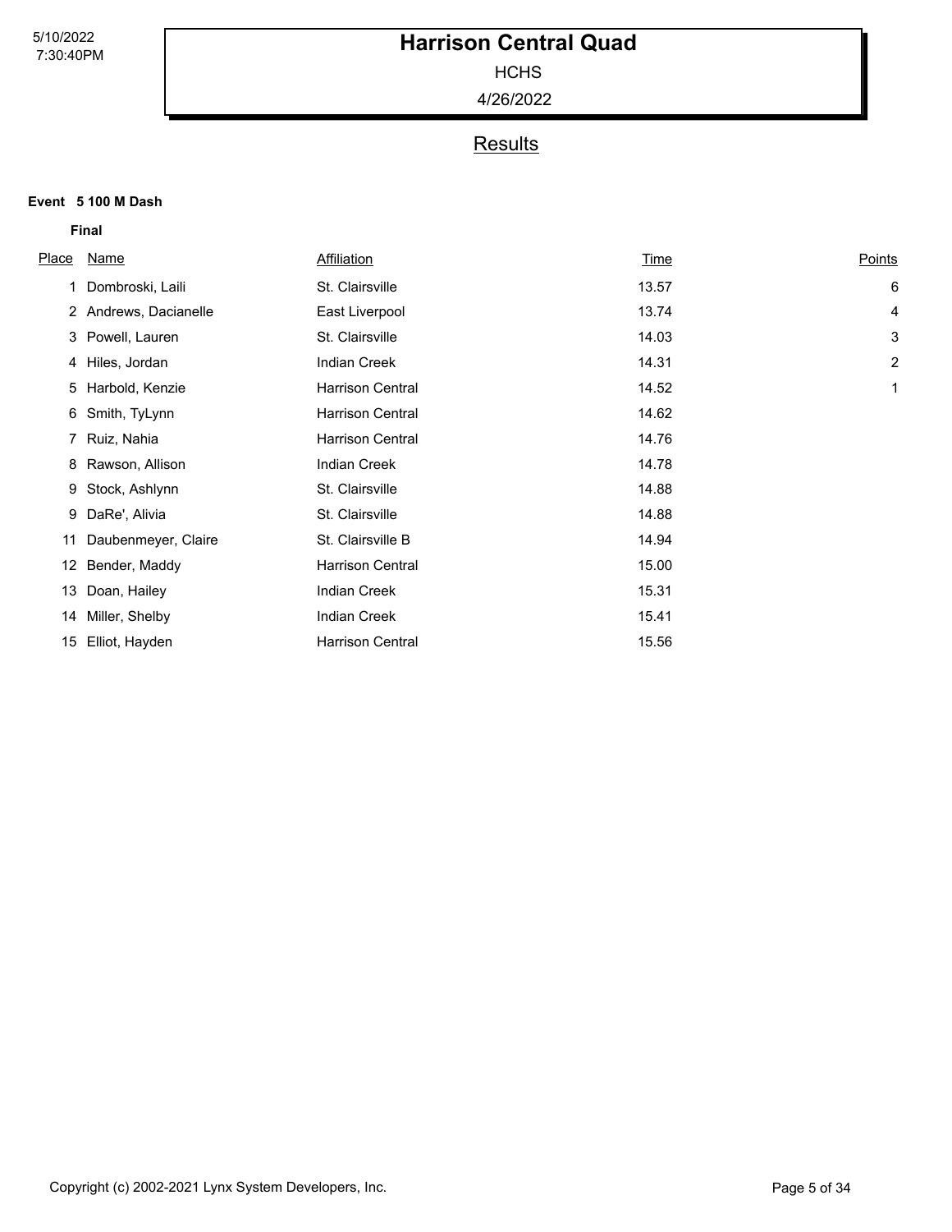# Harrison Central Quad

HCHS

4/26/2022

## Results

**Event 5 100 M Dash**

**Final**

| Place | Name | Affiliation | Time | Points |
|---|---|---|---|---|
| 1 | Dombroski, Laili | St. Clairsville | 13.57 | 6 |
| 2 | Andrews, Dacianelle | East Liverpool | 13.74 | 4 |
| 3 | Powell, Lauren | St. Clairsville | 14.03 | 3 |
| 4 | Hiles, Jordan | Indian Creek | 14.31 | 2 |
| 5 | Harbold, Kenzie | Harrison Central | 14.52 | 1 |
| 6 | Smith, TyLynn | Harrison Central | 14.62 | |
| 7 | Ruiz, Nahia | Harrison Central | 14.76 | |
| 8 | Rawson, Allison | Indian Creek | 14.78 | |
| 9 | Stock, Ashlynn | St. Clairsville | 14.88 | |
| 9 | DaRe', Alivia | St. Clairsville | 14.88 | |
| 11 | Daubenmeyer, Claire | St. Clairsville B | 14.94 | |
| 12 | Bender, Maddy | Harrison Central | 15.00 | |
| 13 | Doan, Hailey | Indian Creek | 15.31 | |
| 14 | Miller, Shelby | Indian Creek | 15.41 | |
| 15 | Elliot, Hayden | Harrison Central | 15.56 | |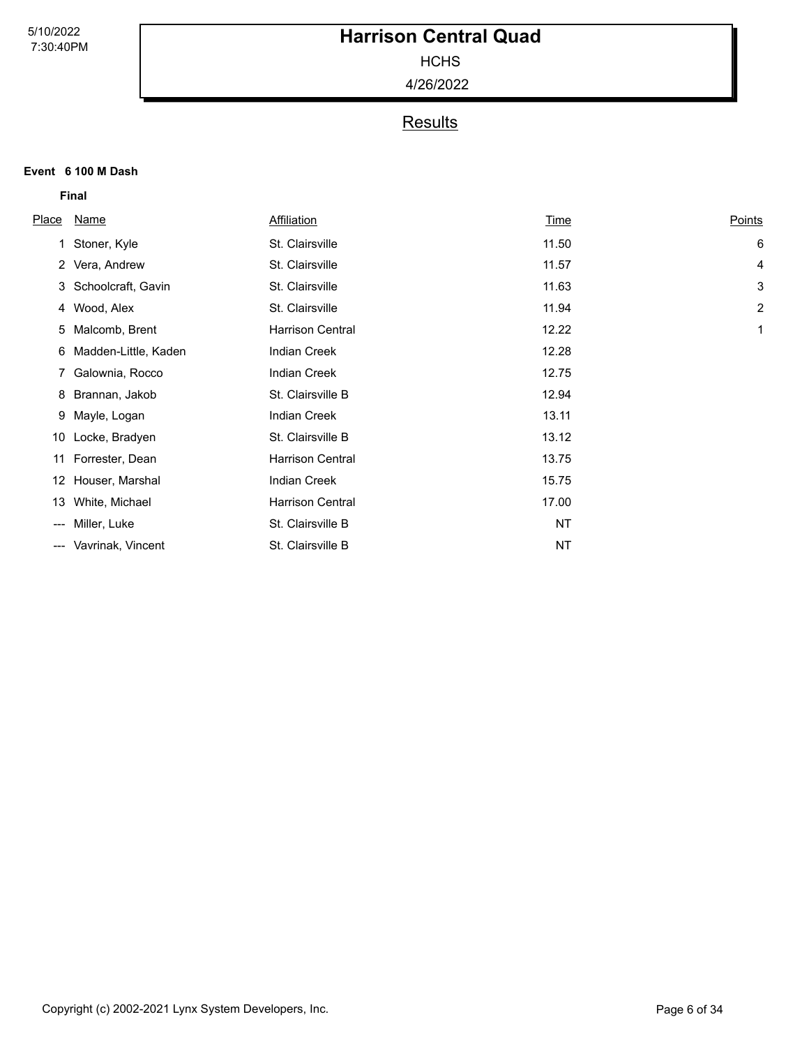# Harrison Central Quad

HCHS

4/26/2022

## Results

**Event 6 100 M Dash**

**Final**

| Place | Name | Affiliation | Time | Points |
|---|---|---|---|---|
| 1 | Stoner, Kyle | St. Clairsville | 11.50 | 6 |
| 2 | Vera, Andrew | St. Clairsville | 11.57 | 4 |
| 3 | Schoolcraft, Gavin | St. Clairsville | 11.63 | 3 |
| 4 | Wood, Alex | St. Clairsville | 11.94 | 2 |
| 5 | Malcomb, Brent | Harrison Central | 12.22 | 1 |
| 6 | Madden-Little, Kaden | Indian Creek | 12.28 | |
| 7 | Galownia, Rocco | Indian Creek | 12.75 | |
| 8 | Brannan, Jakob | St. Clairsville B | 12.94 | |
| 9 | Mayle, Logan | Indian Creek | 13.11 | |
| 10 | Locke, Bradyen | St. Clairsville B | 13.12 | |
| 11 | Forrester, Dean | Harrison Central | 13.75 | |
| 12 | Houser, Marshal | Indian Creek | 15.75 | |
| 13 | White, Michael | Harrison Central | 17.00 | |
| --- | Miller, Luke | St. Clairsville B | NT | |
| --- | Vavrinak, Vincent | St. Clairsville B | NT | |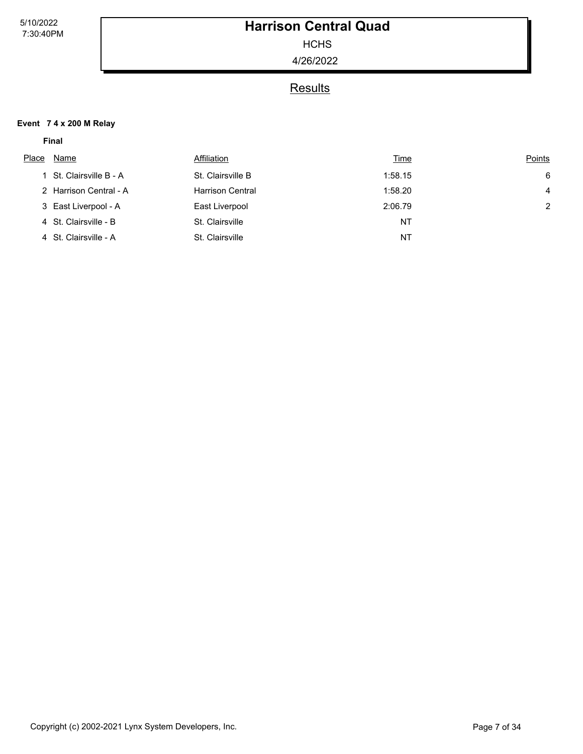# Harrison Central Quad

HCHS

4/26/2022

## Results

**Event 7 4 x 200 M Relay**

**Final**

| Place | Name | Affiliation | Time | Points |
|---|---|---|---|---|
| 1 | St. Clairsville B - A | St. Clairsville B | 1:58.15 | 6 |
| 2 | Harrison Central - A | Harrison Central | 1:58.20 | 4 |
| 3 | East Liverpool - A | East Liverpool | 2:06.79 | 2 |
| 4 | St. Clairsville - B | St. Clairsville | NT | |
| 4 | St. Clairsville - A | St. Clairsville | NT | |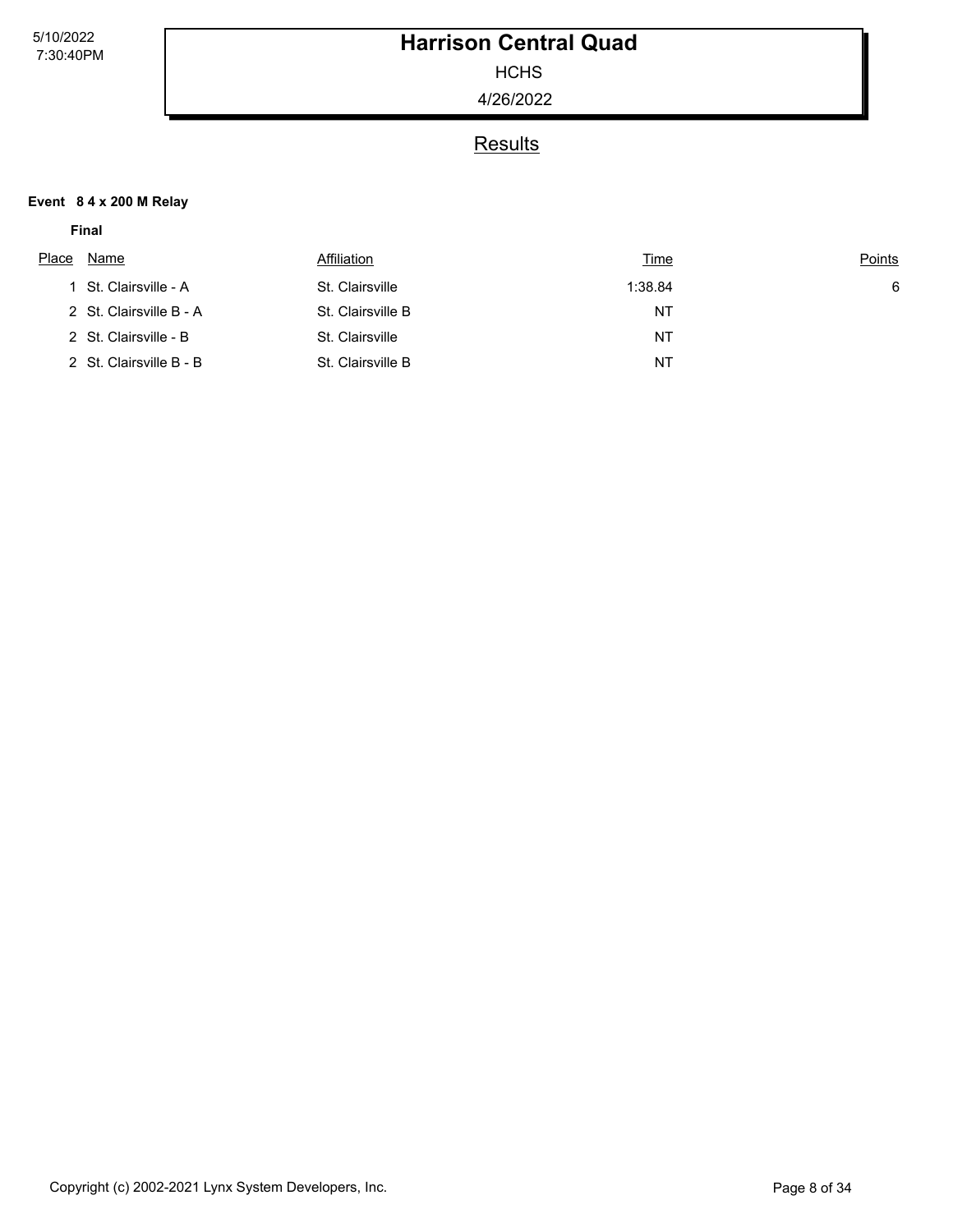# Harrison Central Quad

HCHS

4/26/2022

## Results

**Event 8 4 x 200 M Relay**

**Final**

| Place | Name | Affiliation | Time | Points |
|---|---|---|---|---|
| 1 | St. Clairsville - A | St. Clairsville | 1:38.84 | 6 |
| 2 | St. Clairsville B - A | St. Clairsville B | NT | |
| 2 | St. Clairsville - B | St. Clairsville | NT | |
| 2 | St. Clairsville B - B | St. Clairsville B | NT | |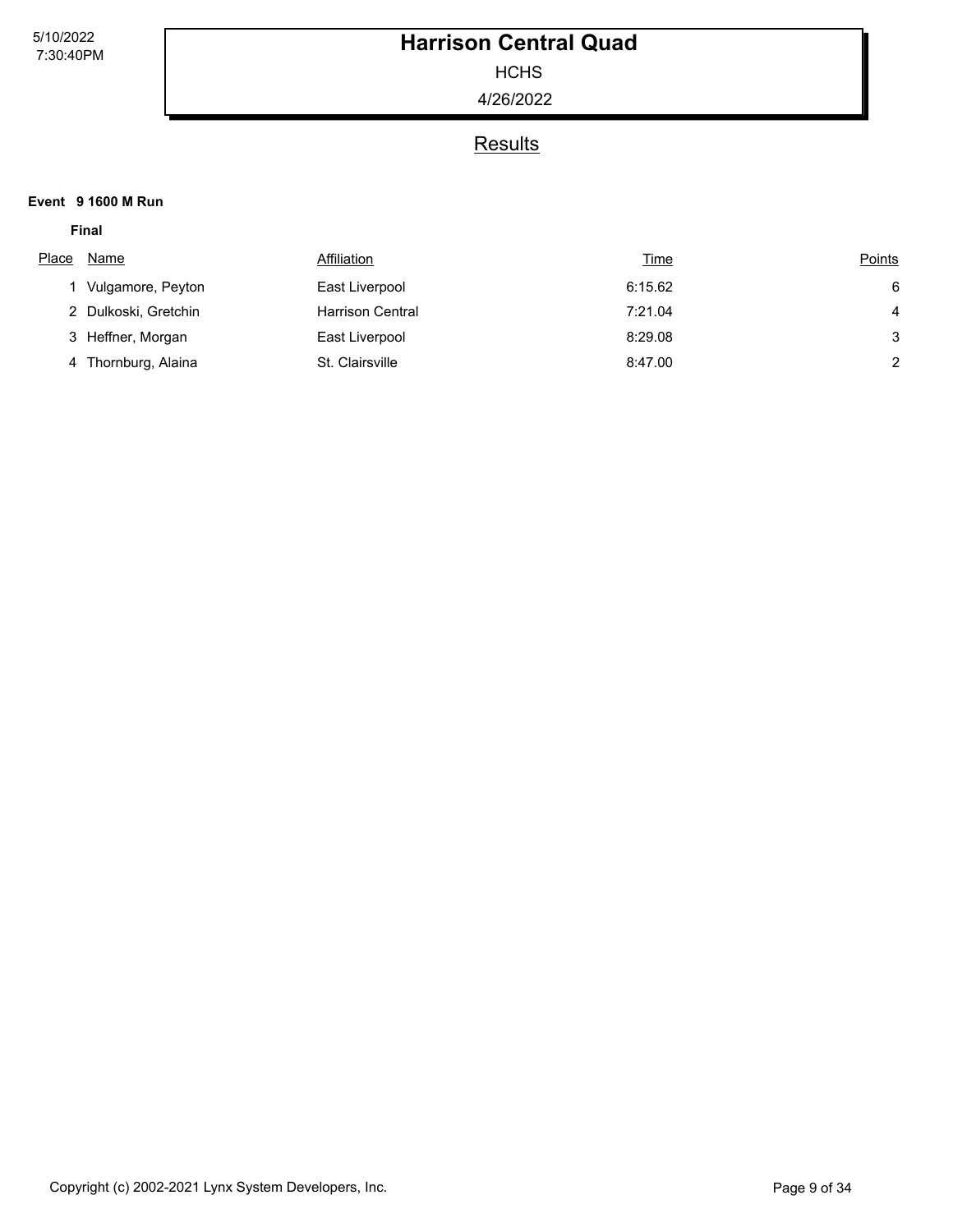# Harrison Central Quad

HCHS

4/26/2022

## Results

**Event 9 1600 M Run**

**Final**

| Place | Name | Affiliation | Time | Points |
|---|---|---|---|---|
| 1 | Vulgamore, Peyton | East Liverpool | 6:15.62 | 6 |
| 2 | Dulkoski, Gretchin | Harrison Central | 7:21.04 | 4 |
| 3 | Heffner, Morgan | East Liverpool | 8:29.08 | 3 |
| 4 | Thornburg, Alaina | St. Clairsville | 8:47.00 | 2 |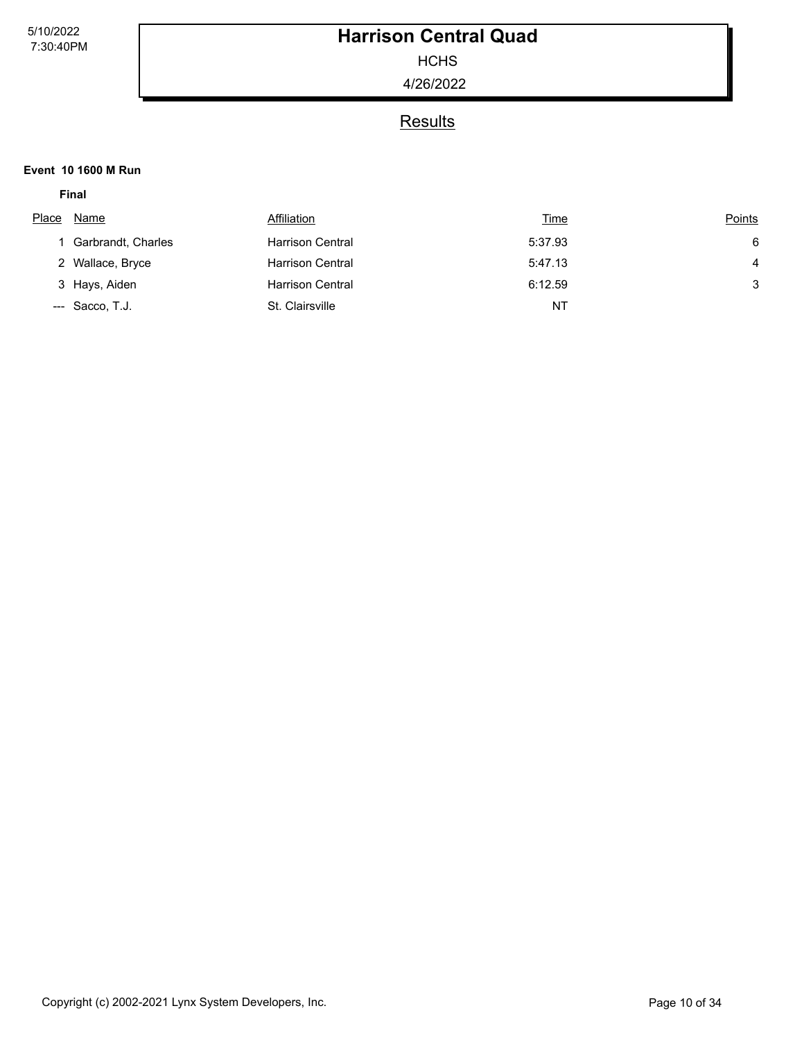# Harrison Central Quad

HCHS

4/26/2022

## Results

**Event 10 1600 M Run**

**Final**

| Place | Name | Affiliation | Time | Points |
|---|---|---|---|---|
| 1 | Garbrandt, Charles | Harrison Central | 5:37.93 | 6 |
| 2 | Wallace, Bryce | Harrison Central | 5:47.13 | 4 |
| 3 | Hays, Aiden | Harrison Central | 6:12.59 | 3 |
| --- | Sacco, T.J. | St. Clairsville | NT | |

Copyright (c) 2002-2021 Lynx System Developers, Inc.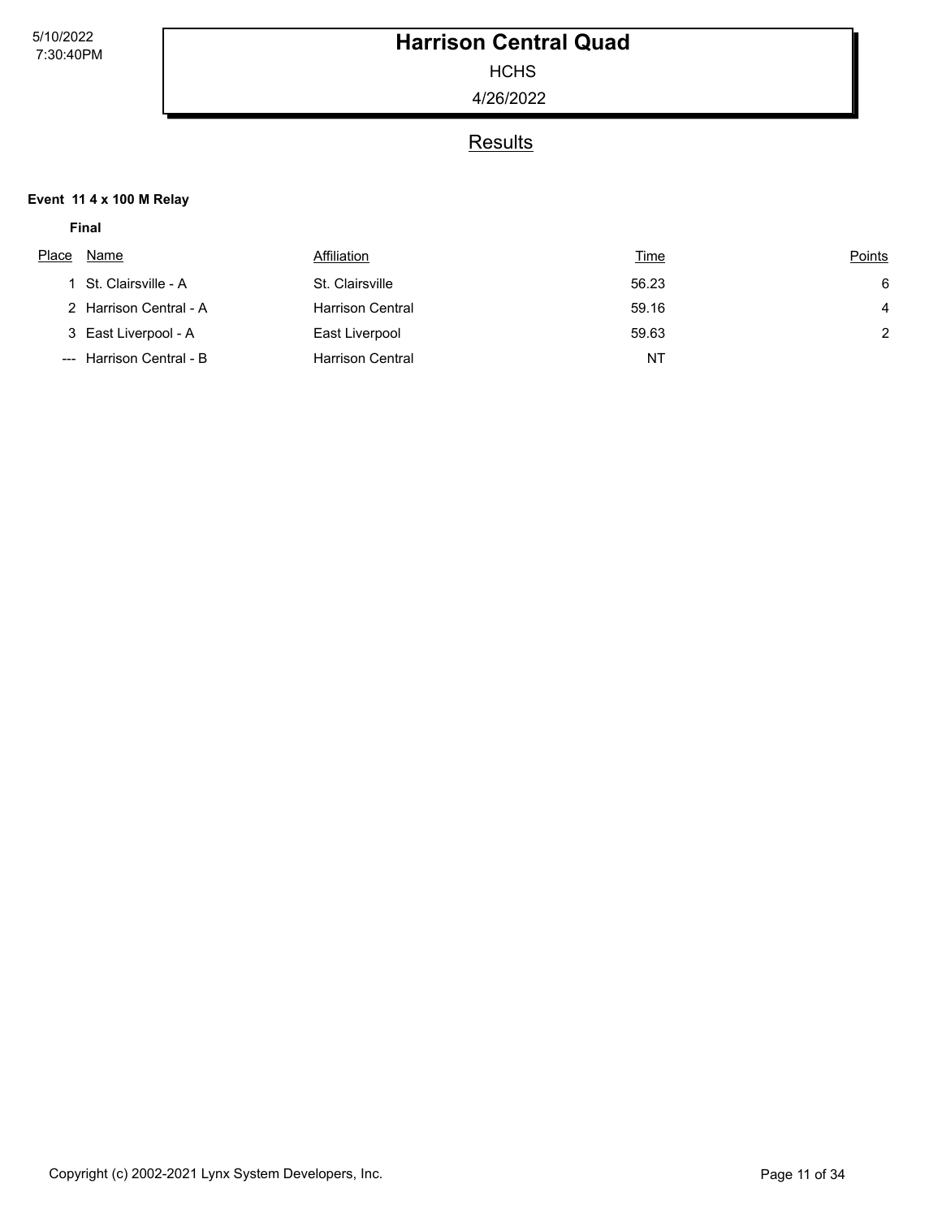# Harrison Central Quad

HCHS

4/26/2022

## Results

**Event 11 4 x 100 M Relay**

**Final**

| Place | Name | Affiliation | Time | Points |
| --- | --- | --- | --- | --- |
| 1 | St. Clairsville - A | St. Clairsville | 56.23 | 6 |
| 2 | Harrison Central - A | Harrison Central | 59.16 | 4 |
| 3 | East Liverpool - A | East Liverpool | 59.63 | 2 |
| --- | Harrison Central - B | Harrison Central | NT | |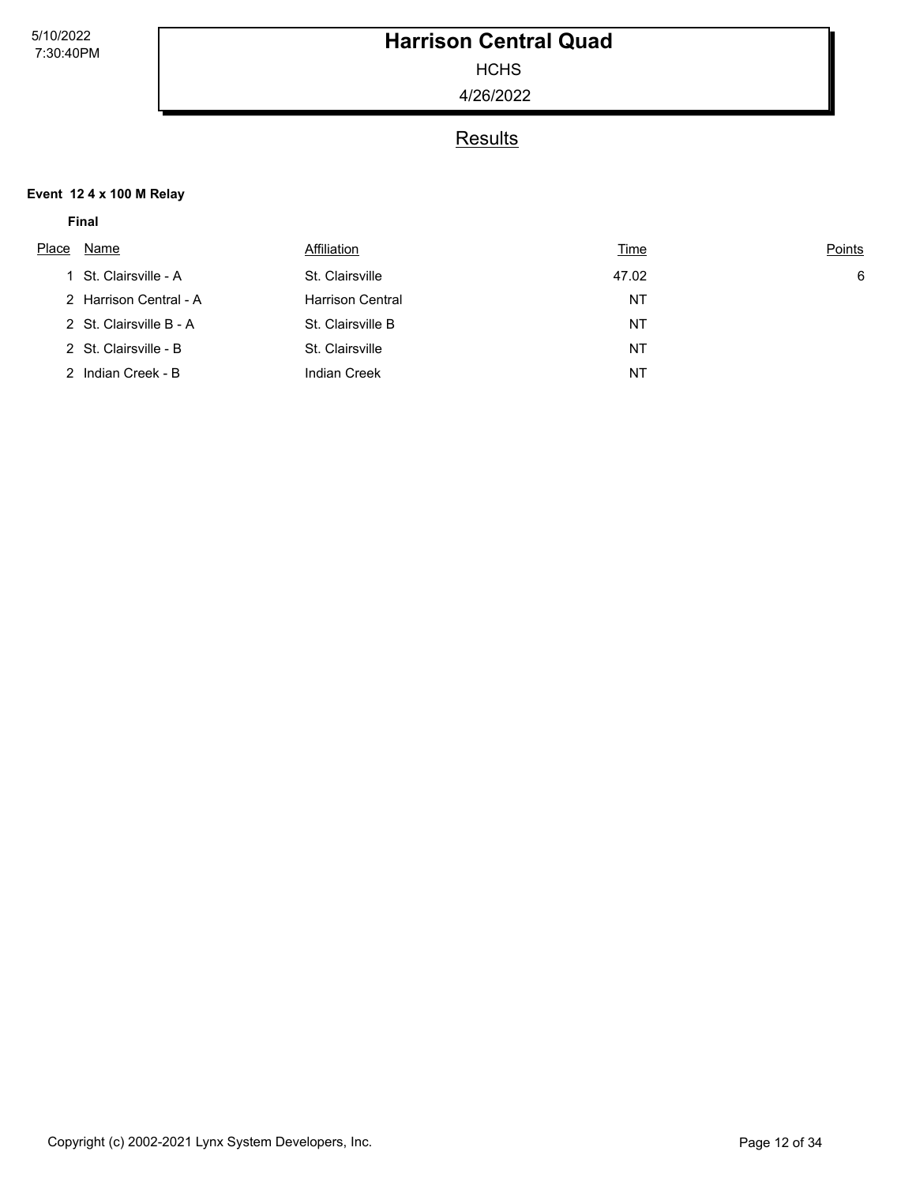# Harrison Central Quad

HCHS

4/26/2022

## Results

**Event 12 4 x 100 M Relay**

**Final**

| Place | Name | Affiliation | Time | Points |
|---|---|---|---|---|
| 1 | St. Clairsville - A | St. Clairsville | 47.02 | 6 |
| 2 | Harrison Central - A | Harrison Central | NT | |
| 2 | St. Clairsville B - A | St. Clairsville B | NT | |
| 2 | St. Clairsville - B | St. Clairsville | NT | |
| 2 | Indian Creek - B | Indian Creek | NT | |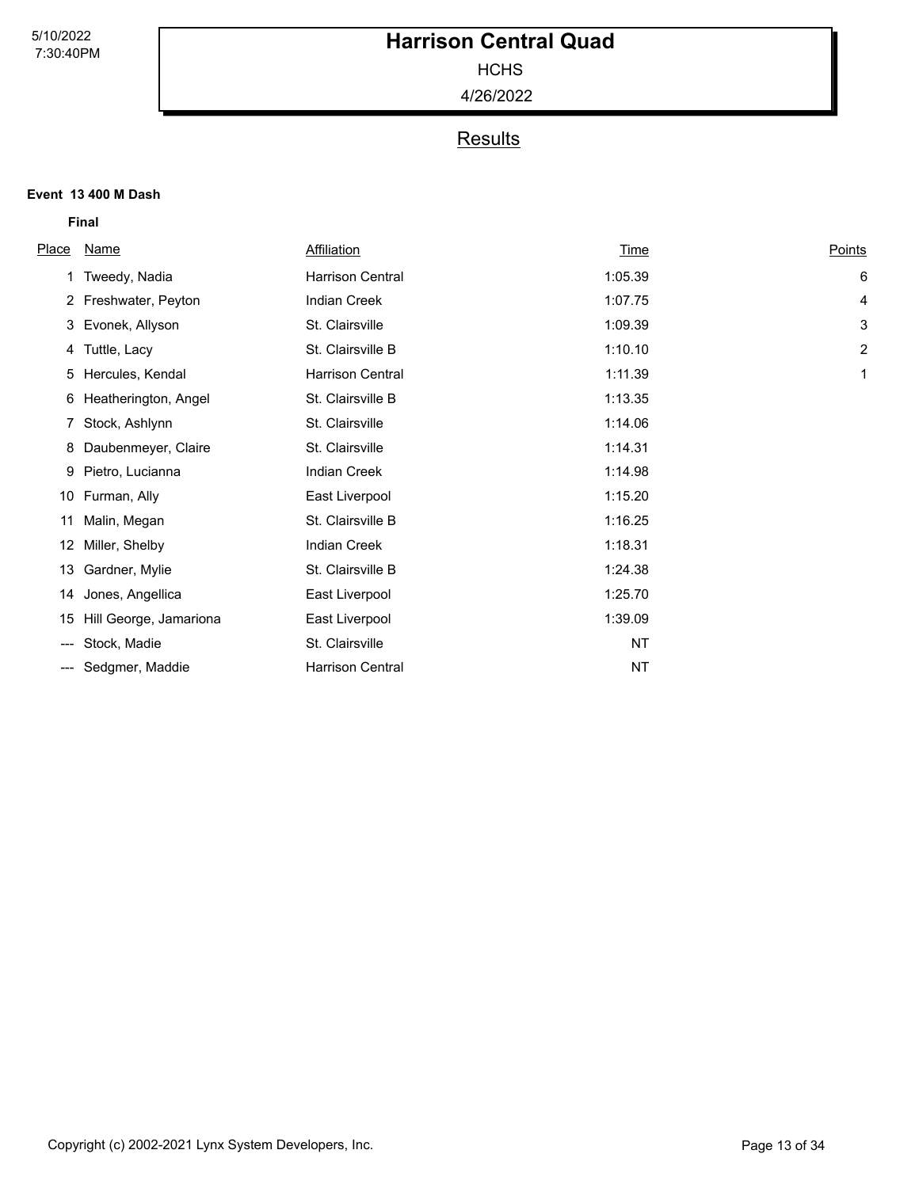# Harrison Central Quad

HCHS

4/26/2022

## Results

**Event 13 400 M Dash**

**Final**

| Place | Name | Affiliation | Time | Points |
|---|---|---|---|---|
| 1 | Tweedy, Nadia | Harrison Central | 1:05.39 | 6 |
| 2 | Freshwater, Peyton | Indian Creek | 1:07.75 | 4 |
| 3 | Evonek, Allyson | St. Clairsville | 1:09.39 | 3 |
| 4 | Tuttle, Lacy | St. Clairsville B | 1:10.10 | 2 |
| 5 | Hercules, Kendal | Harrison Central | 1:11.39 | 1 |
| 6 | Heatherington, Angel | St. Clairsville B | 1:13.35 | |
| 7 | Stock, Ashlynn | St. Clairsville | 1:14.06 | |
| 8 | Daubenmeyer, Claire | St. Clairsville | 1:14.31 | |
| 9 | Pietro, Lucianna | Indian Creek | 1:14.98 | |
| 10 | Furman, Ally | East Liverpool | 1:15.20 | |
| 11 | Malin, Megan | St. Clairsville B | 1:16.25 | |
| 12 | Miller, Shelby | Indian Creek | 1:18.31 | |
| 13 | Gardner, Mylie | St. Clairsville B | 1:24.38 | |
| 14 | Jones, Angellica | East Liverpool | 1:25.70 | |
| 15 | Hill George, Jamariona | East Liverpool | 1:39.09 | |
| --- | Stock, Madie | St. Clairsville | NT | |
| --- | Sedgmer, Maddie | Harrison Central | NT | |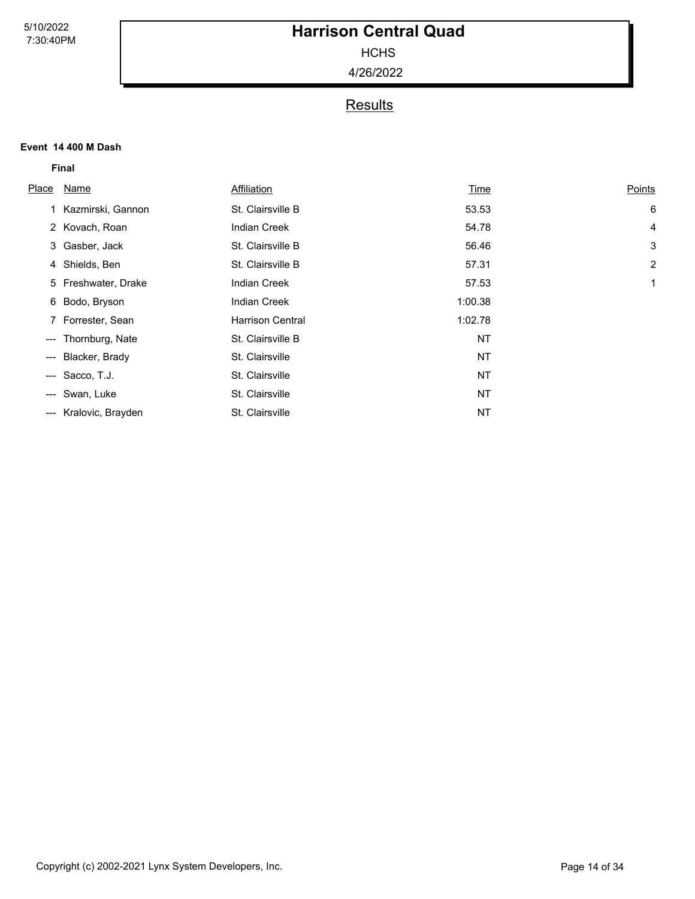# Harrison Central Quad

HCHS

4/26/2022

## Results

**Event 14 400 M Dash**

**Final**

| Place | Name | Affiliation | Time | Points |
|---|---|---|---|---|
| 1 | Kazmirski, Gannon | St. Clairsville B | 53.53 | 6 |
| 2 | Kovach, Roan | Indian Creek | 54.78 | 4 |
| 3 | Gasber, Jack | St. Clairsville B | 56.46 | 3 |
| 4 | Shields, Ben | St. Clairsville B | 57.31 | 2 |
| 5 | Freshwater, Drake | Indian Creek | 57.53 | 1 |
| 6 | Bodo, Bryson | Indian Creek | 1:00.38 | |
| 7 | Forrester, Sean | Harrison Central | 1:02.78 | |
| --- | Thornburg, Nate | St. Clairsville B | NT | |
| --- | Blacker, Brady | St. Clairsville | NT | |
| --- | Sacco, T.J. | St. Clairsville | NT | |
| --- | Swan, Luke | St. Clairsville | NT | |
| --- | Kralovic, Brayden | St. Clairsville | NT | |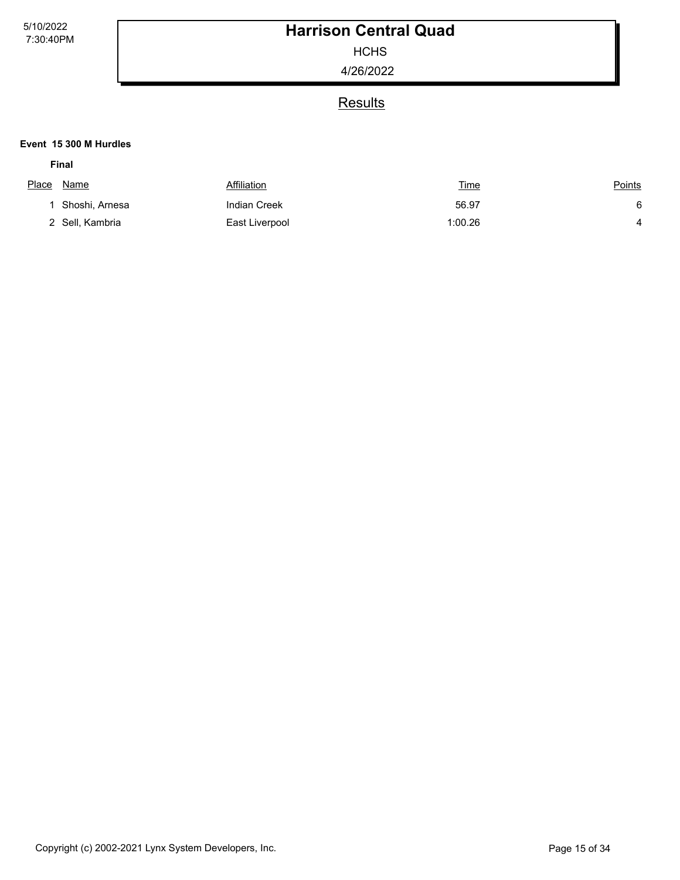# Harrison Central Quad

HCHS

4/26/2022

## Results

**Event 15 300 M Hurdles**

**Final**

| Place | Name | Affiliation | Time | Points |
|---|---|---|---|---|
| 1 | Shoshi, Arnesa | Indian Creek | 56.97 | 6 |
| 2 | Sell, Kambria | East Liverpool | 1:00.26 | 4 |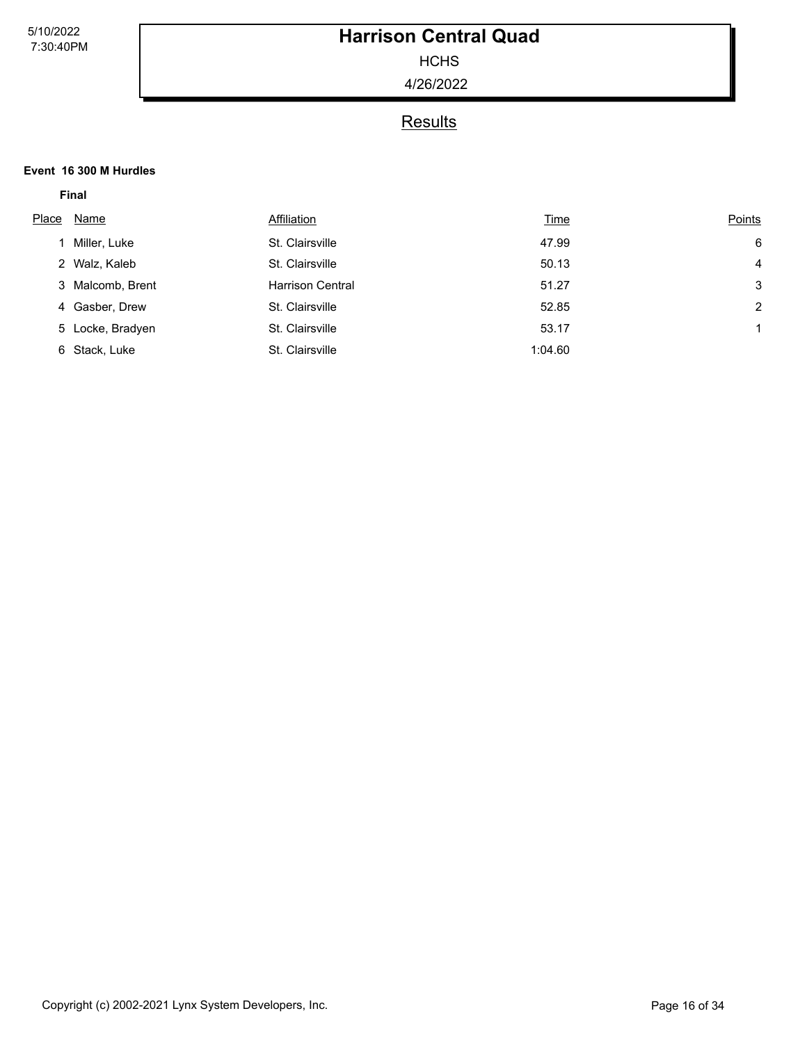# Harrison Central Quad

HCHS

4/26/2022

## Results

**Event 16 300 M Hurdles**

**Final**

| Place | Name | Affiliation | Time | Points |
|---|---|---|---|---|
| 1 | Miller, Luke | St. Clairsville | 47.99 | 6 |
| 2 | Walz, Kaleb | St. Clairsville | 50.13 | 4 |
| 3 | Malcomb, Brent | Harrison Central | 51.27 | 3 |
| 4 | Gasber, Drew | St. Clairsville | 52.85 | 2 |
| 5 | Locke, Bradyen | St. Clairsville | 53.17 | 1 |
| 6 | Stack, Luke | St. Clairsville | 1:04.60 | |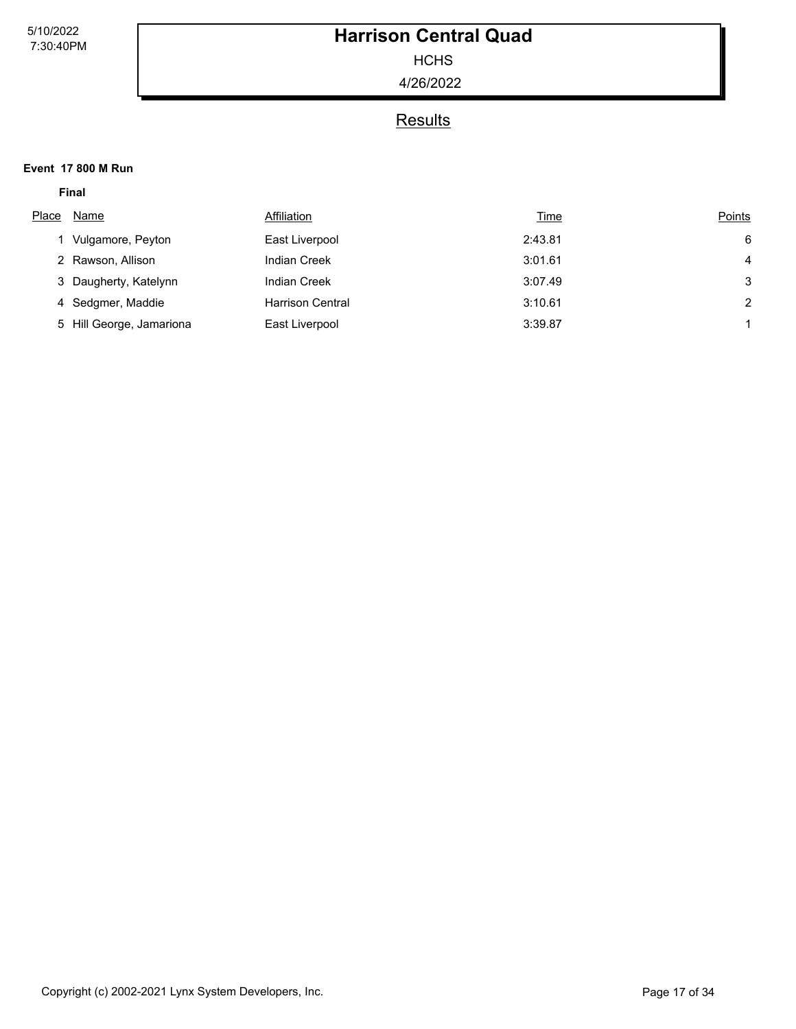# Harrison Central Quad

HCHS

4/26/2022

## Results

**Event 17 800 M Run**

**Final**

| Place | Name | Affiliation | Time | Points |
|---|---|---|---|---|
| 1 | Vulgamore, Peyton | East Liverpool | 2:43.81 | 6 |
| 2 | Rawson, Allison | Indian Creek | 3:01.61 | 4 |
| 3 | Daugherty, Katelynn | Indian Creek | 3:07.49 | 3 |
| 4 | Sedgmer, Maddie | Harrison Central | 3:10.61 | 2 |
| 5 | Hill George, Jamariona | East Liverpool | 3:39.87 | 1 |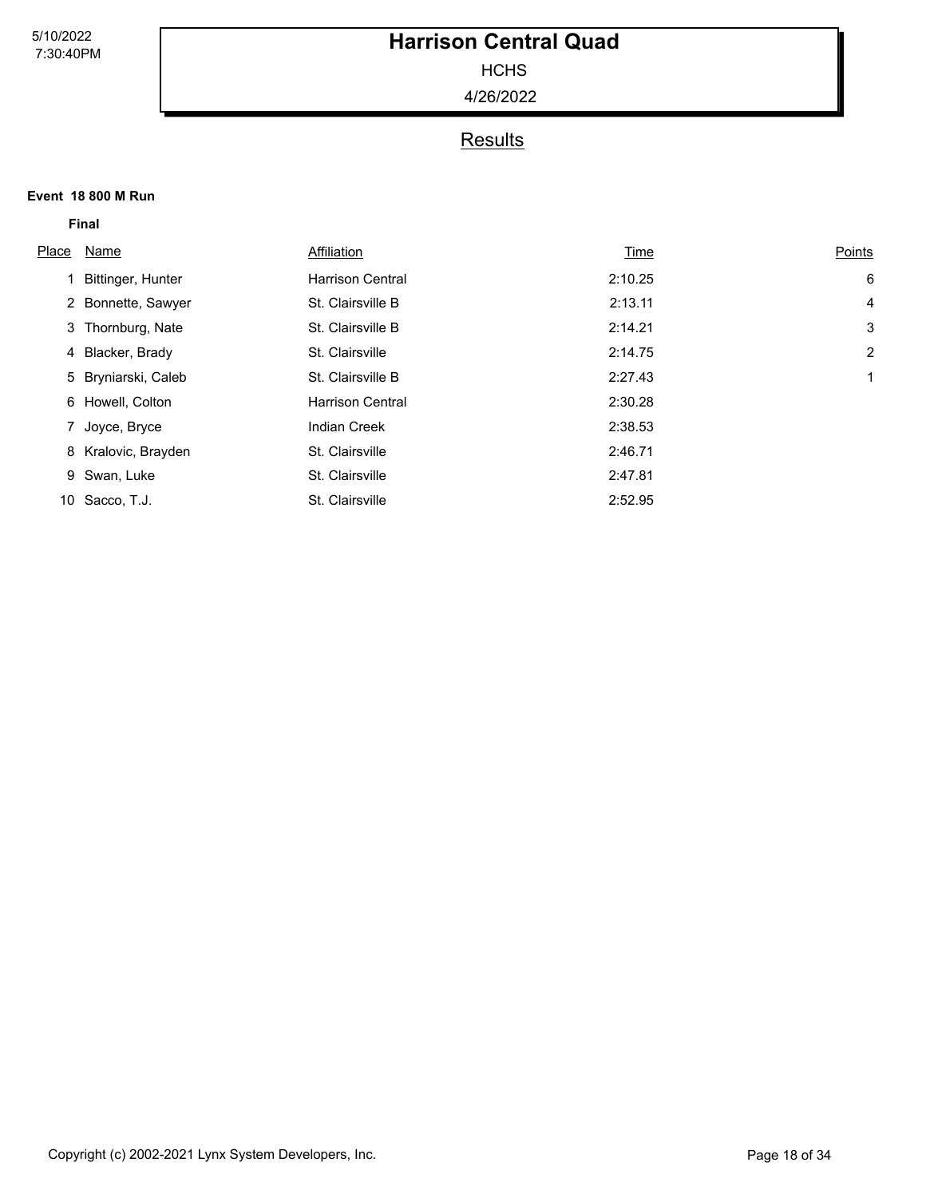# Harrison Central Quad

HCHS

4/26/2022

## Results

**Event 18 800 M Run**

**Final**

| Place | Name | Affiliation | Time | Points |
| --- | --- | --- | --- | --- |
| 1 | Bittinger, Hunter | Harrison Central | 2:10.25 | 6 |
| 2 | Bonnette, Sawyer | St. Clairsville B | 2:13.11 | 4 |
| 3 | Thornburg, Nate | St. Clairsville B | 2:14.21 | 3 |
| 4 | Blacker, Brady | St. Clairsville | 2:14.75 | 2 |
| 5 | Bryniarski, Caleb | St. Clairsville B | 2:27.43 | 1 |
| 6 | Howell, Colton | Harrison Central | 2:30.28 | |
| 7 | Joyce, Bryce | Indian Creek | 2:38.53 | |
| 8 | Kralovic, Brayden | St. Clairsville | 2:46.71 | |
| 9 | Swan, Luke | St. Clairsville | 2:47.81 | |
| 10 | Sacco, T.J. | St. Clairsville | 2:52.95 | |

Copyright (c) 2002-2021 Lynx System Developers, Inc.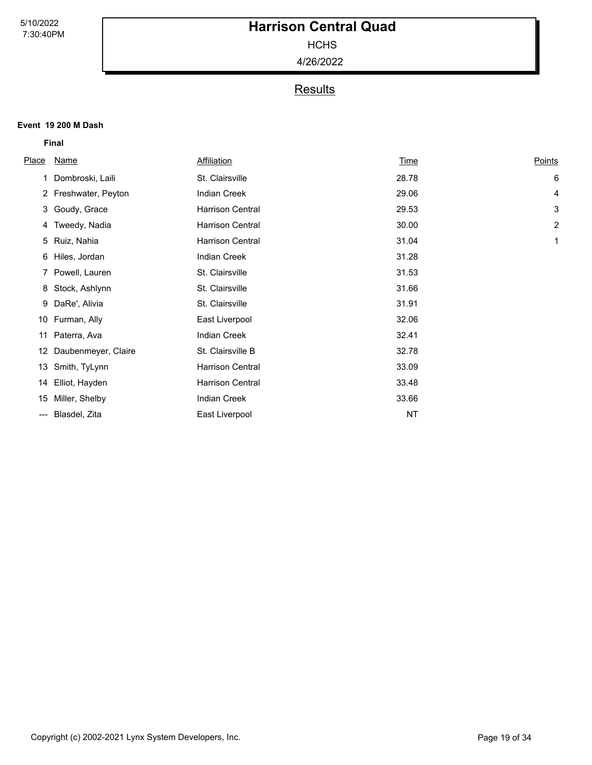# Harrison Central Quad

HCHS

4/26/2022

## Results

**Event 19 200 M Dash**

**Final**

| Place | Name | Affiliation | Time | Points |
|---|---|---|---|---|
| 1 | Dombroski, Laili | St. Clairsville | 28.78 | 6 |
| 2 | Freshwater, Peyton | Indian Creek | 29.06 | 4 |
| 3 | Goudy, Grace | Harrison Central | 29.53 | 3 |
| 4 | Tweedy, Nadia | Harrison Central | 30.00 | 2 |
| 5 | Ruiz, Nahia | Harrison Central | 31.04 | 1 |
| 6 | Hiles, Jordan | Indian Creek | 31.28 | |
| 7 | Powell, Lauren | St. Clairsville | 31.53 | |
| 8 | Stock, Ashlynn | St. Clairsville | 31.66 | |
| 9 | DaRe', Alivia | St. Clairsville | 31.91 | |
| 10 | Furman, Ally | East Liverpool | 32.06 | |
| 11 | Paterra, Ava | Indian Creek | 32.41 | |
| 12 | Daubenmeyer, Claire | St. Clairsville B | 32.78 | |
| 13 | Smith, TyLynn | Harrison Central | 33.09 | |
| 14 | Elliot, Hayden | Harrison Central | 33.48 | |
| 15 | Miller, Shelby | Indian Creek | 33.66 | |
| --- | Blasdel, Zita | East Liverpool | NT | |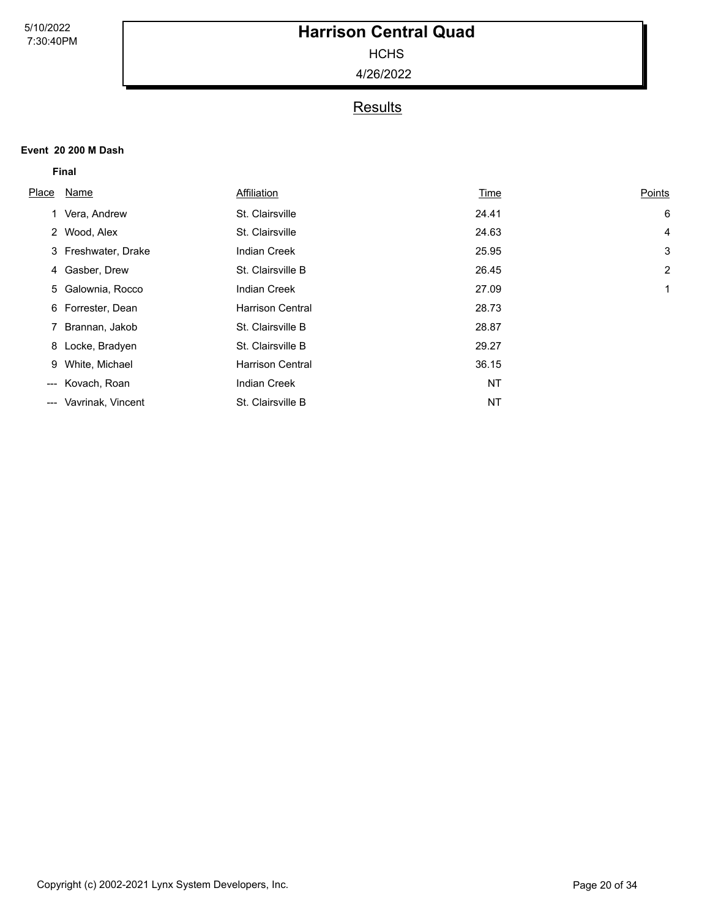# Harrison Central Quad

HCHS

4/26/2022

## Results

**Event 20 200 M Dash**

**Final**

| Place | Name | Affiliation | Time | Points |
|---|---|---|---|---|
| 1 | Vera, Andrew | St. Clairsville | 24.41 | 6 |
| 2 | Wood, Alex | St. Clairsville | 24.63 | 4 |
| 3 | Freshwater, Drake | Indian Creek | 25.95 | 3 |
| 4 | Gasber, Drew | St. Clairsville B | 26.45 | 2 |
| 5 | Galownia, Rocco | Indian Creek | 27.09 | 1 |
| 6 | Forrester, Dean | Harrison Central | 28.73 | |
| 7 | Brannan, Jakob | St. Clairsville B | 28.87 | |
| 8 | Locke, Bradyen | St. Clairsville B | 29.27 | |
| 9 | White, Michael | Harrison Central | 36.15 | |
| --- | Kovach, Roan | Indian Creek | NT | |
| --- | Vavrinak, Vincent | St. Clairsville B | NT | |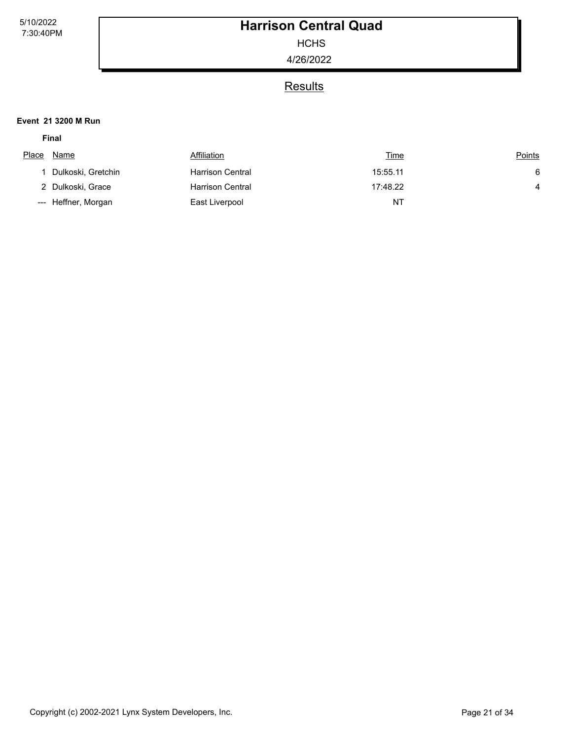# Harrison Central Quad

HCHS

4/26/2022

## Results

**Event 21 3200 M Run**

**Final**

| Place | Name | Affiliation | Time | Points |
|---|---|---|---|---|
| 1 | Dulkoski, Gretchin | Harrison Central | 15:55.11 | 6 |
| 2 | Dulkoski, Grace | Harrison Central | 17:48.22 | 4 |
| --- | Heffner, Morgan | East Liverpool | NT | |

Copyright (c) 2002-2021 Lynx System Developers, Inc.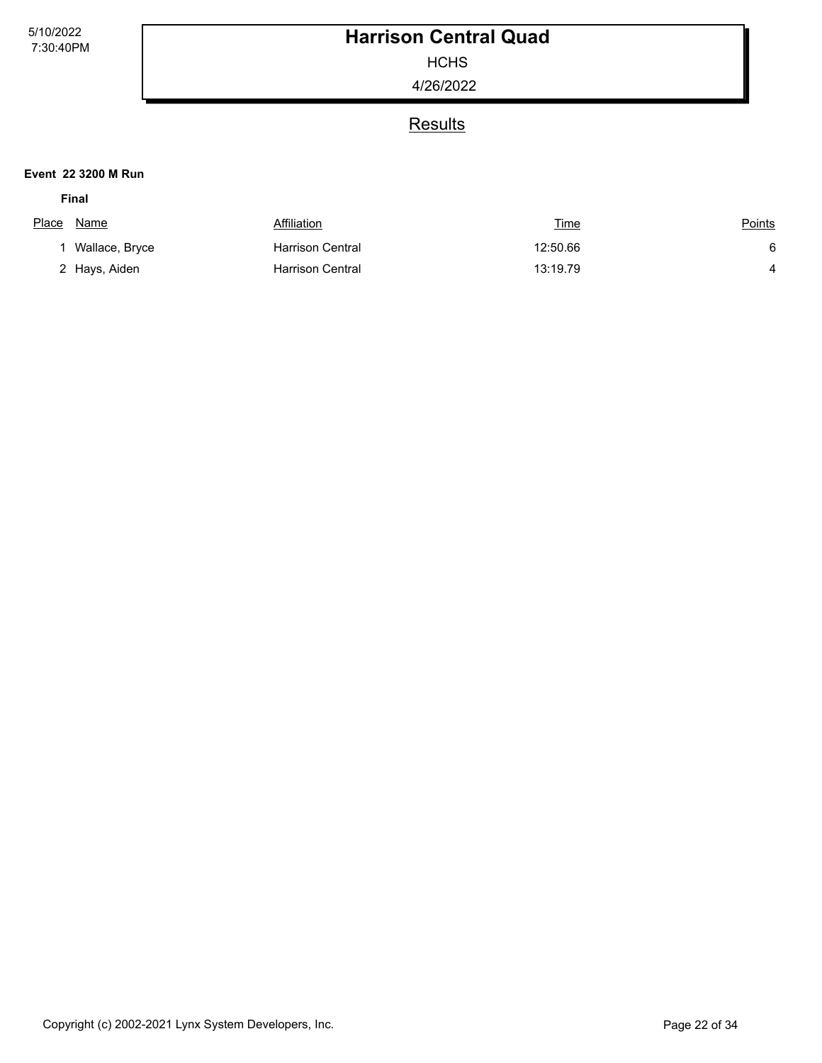# Harrison Central Quad

HCHS

4/26/2022

## Results

**Event 22 3200 M Run**

**Final**

| Place | Name | Affiliation | Time | Points |
|---|---|---|---|---|
| 1 | Wallace, Bryce | Harrison Central | 12:50.66 | 6 |
| 2 | Hays, Aiden | Harrison Central | 13:19.79 | 4 |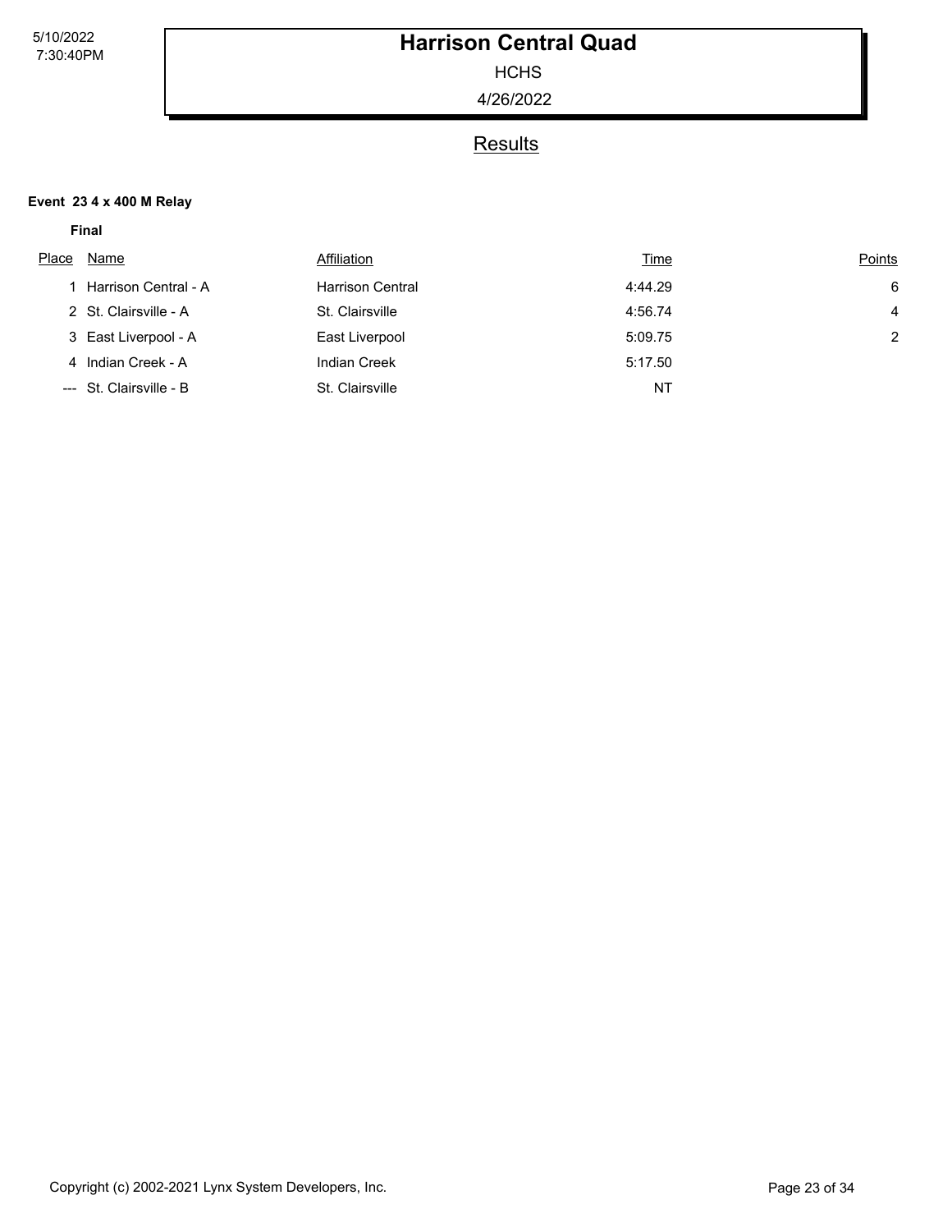# Harrison Central Quad

HCHS

4/26/2022

## Results

**Event 23 4 x 400 M Relay**

**Final**

| Place | Name | Affiliation | Time | Points |
|---|---|---|---|---|
| 1 | Harrison Central - A | Harrison Central | 4:44.29 | 6 |
| 2 | St. Clairsville - A | St. Clairsville | 4:56.74 | 4 |
| 3 | East Liverpool - A | East Liverpool | 5:09.75 | 2 |
| 4 | Indian Creek - A | Indian Creek | 5:17.50 | |
| --- | St. Clairsville - B | St. Clairsville | NT | |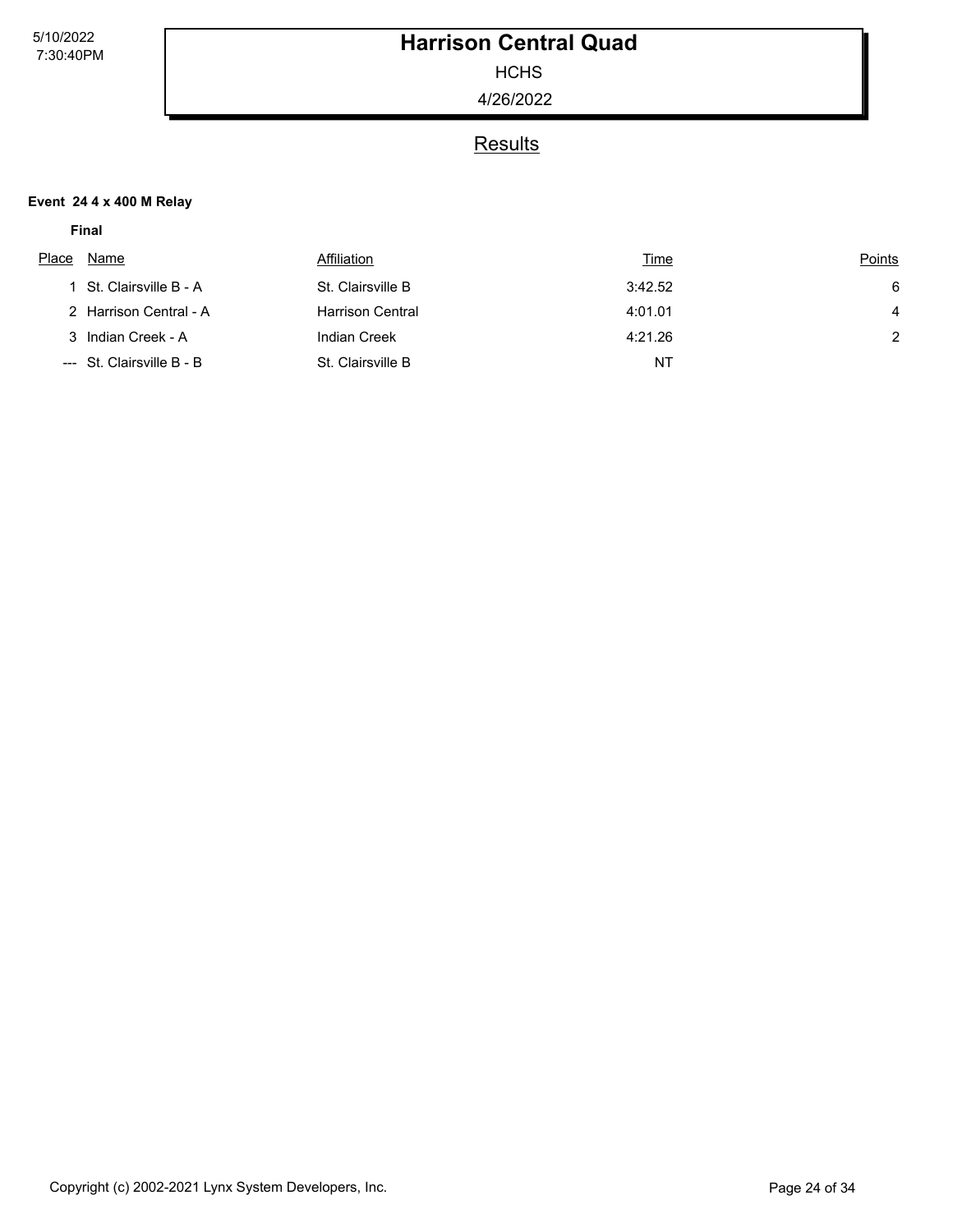# Harrison Central Quad

HCHS

4/26/2022

## Results

**Event 24 4 x 400 M Relay**

**Final**

| Place | Name | Affiliation | Time | Points |
| --- | --- | --- | --- | --- |
| 1 | St. Clairsville B - A | St. Clairsville B | 3:42.52 | 6 |
| 2 | Harrison Central - A | Harrison Central | 4:01.01 | 4 |
| 3 | Indian Creek - A | Indian Creek | 4:21.26 | 2 |
| --- | St. Clairsville B - B | St. Clairsville B | NT | |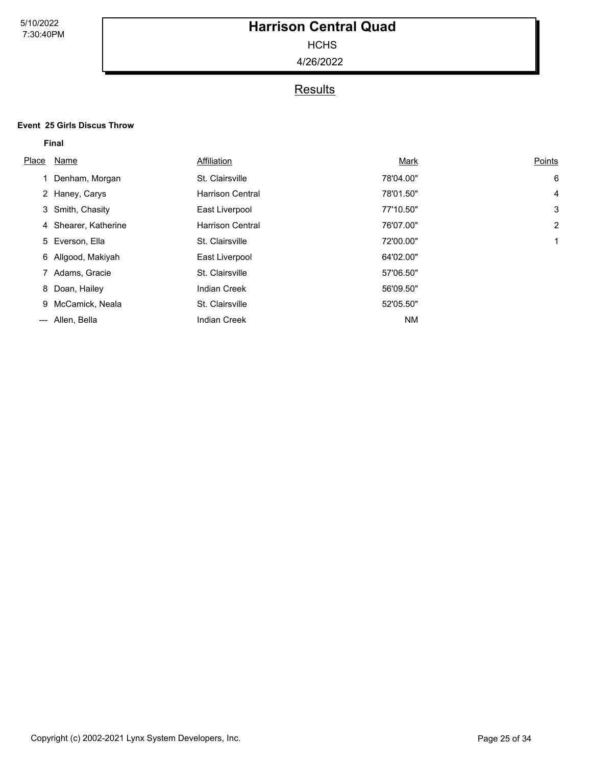# Harrison Central Quad

HCHS

4/26/2022

## Results

**Event 25 Girls Discus Throw**

**Final**

| Place | Name | Affiliation | Mark | Points |
|---|---|---|---|---|
| 1 | Denham, Morgan | St. Clairsville | 78'04.00" | 6 |
| 2 | Haney, Carys | Harrison Central | 78'01.50" | 4 |
| 3 | Smith, Chasity | East Liverpool | 77'10.50" | 3 |
| 4 | Shearer, Katherine | Harrison Central | 76'07.00" | 2 |
| 5 | Everson, Ella | St. Clairsville | 72'00.00" | 1 |
| 6 | Allgood, Makiyah | East Liverpool | 64'02.00" | |
| 7 | Adams, Gracie | St. Clairsville | 57'06.50" | |
| 8 | Doan, Hailey | Indian Creek | 56'09.50" | |
| 9 | McCamick, Neala | St. Clairsville | 52'05.50" | |
| --- | Allen, Bella | Indian Creek | NM | |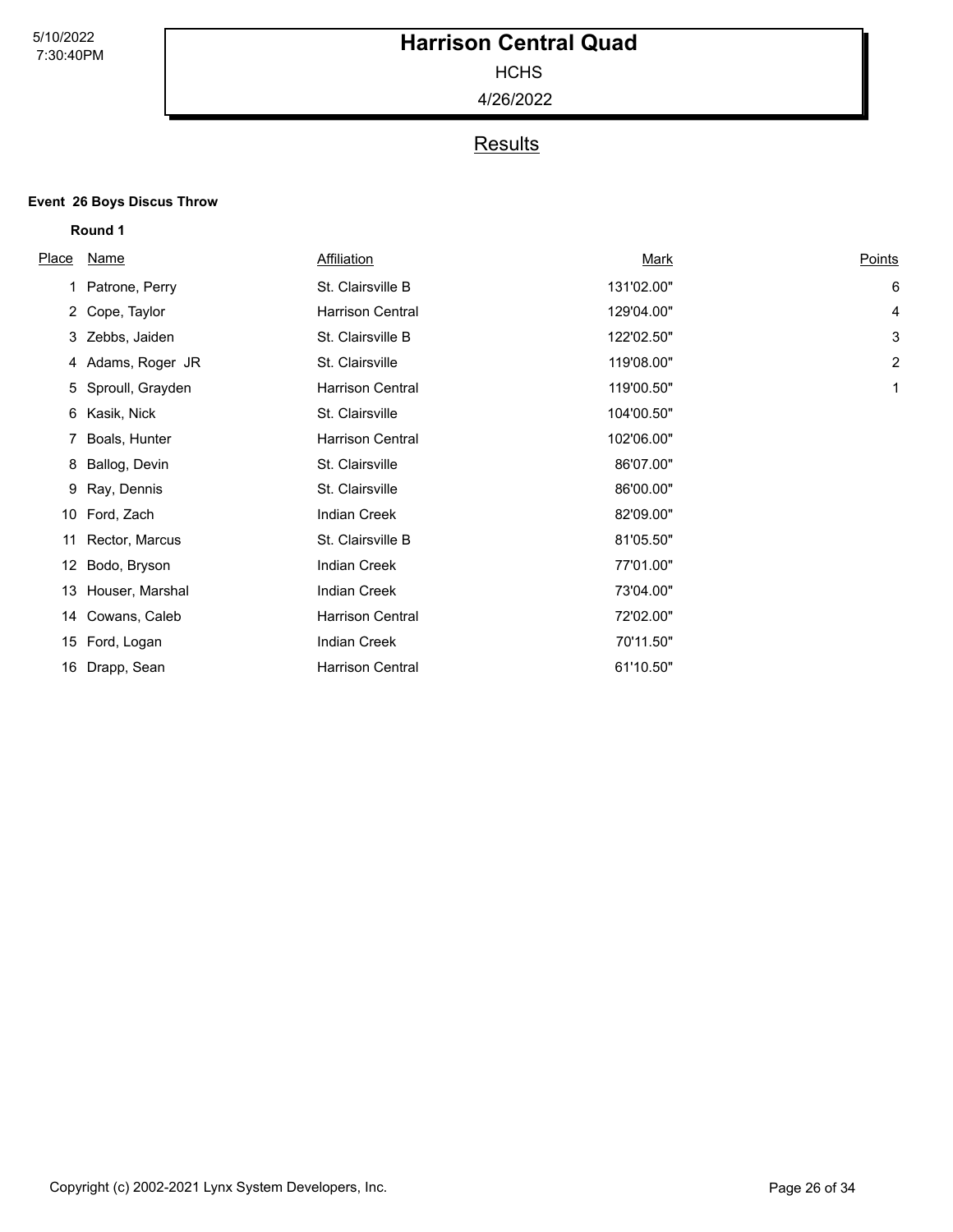# Harrison Central Quad

HCHS

4/26/2022

## Results

**Event 26 Boys Discus Throw**

**Round 1**

| Place | Name | Affiliation | Mark | Points |
|---|---|---|---|---|
| 1 | Patrone, Perry | St. Clairsville B | 131'02.00" | 6 |
| 2 | Cope, Taylor | Harrison Central | 129'04.00" | 4 |
| 3 | Zebbs, Jaiden | St. Clairsville B | 122'02.50" | 3 |
| 4 | Adams, Roger JR | St. Clairsville | 119'08.00" | 2 |
| 5 | Sproull, Grayden | Harrison Central | 119'00.50" | 1 |
| 6 | Kasik, Nick | St. Clairsville | 104'00.50" | |
| 7 | Boals, Hunter | Harrison Central | 102'06.00" | |
| 8 | Ballog, Devin | St. Clairsville | 86'07.00" | |
| 9 | Ray, Dennis | St. Clairsville | 86'00.00" | |
| 10 | Ford, Zach | Indian Creek | 82'09.00" | |
| 11 | Rector, Marcus | St. Clairsville B | 81'05.50" | |
| 12 | Bodo, Bryson | Indian Creek | 77'01.00" | |
| 13 | Houser, Marshal | Indian Creek | 73'04.00" | |
| 14 | Cowans, Caleb | Harrison Central | 72'02.00" | |
| 15 | Ford, Logan | Indian Creek | 70'11.50" | |
| 16 | Drapp, Sean | Harrison Central | 61'10.50" | |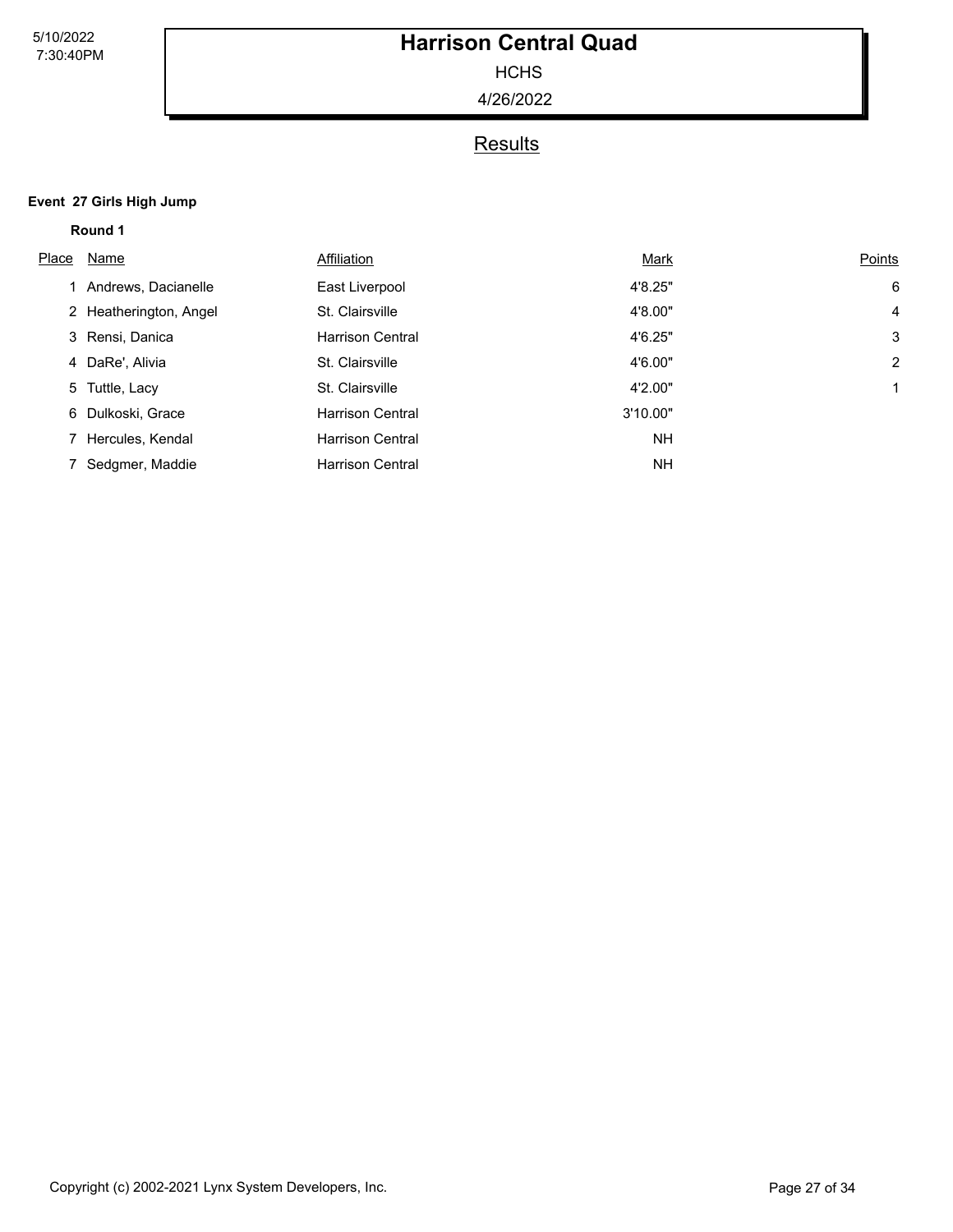# Harrison Central Quad

HCHS

4/26/2022

## Results

**Event 27 Girls High Jump**

**Round 1**

| Place | Name | Affiliation | Mark | Points |
|---|---|---|---|---|
| 1 | Andrews, Dacianelle | East Liverpool | 4'8.25" | 6 |
| 2 | Heatherington, Angel | St. Clairsville | 4'8.00" | 4 |
| 3 | Rensi, Danica | Harrison Central | 4'6.25" | 3 |
| 4 | DaRe', Alivia | St. Clairsville | 4'6.00" | 2 |
| 5 | Tuttle, Lacy | St. Clairsville | 4'2.00" | 1 |
| 6 | Dulkoski, Grace | Harrison Central | 3'10.00" | |
| 7 | Hercules, Kendal | Harrison Central | NH | |
| 7 | Sedgmer, Maddie | Harrison Central | NH | |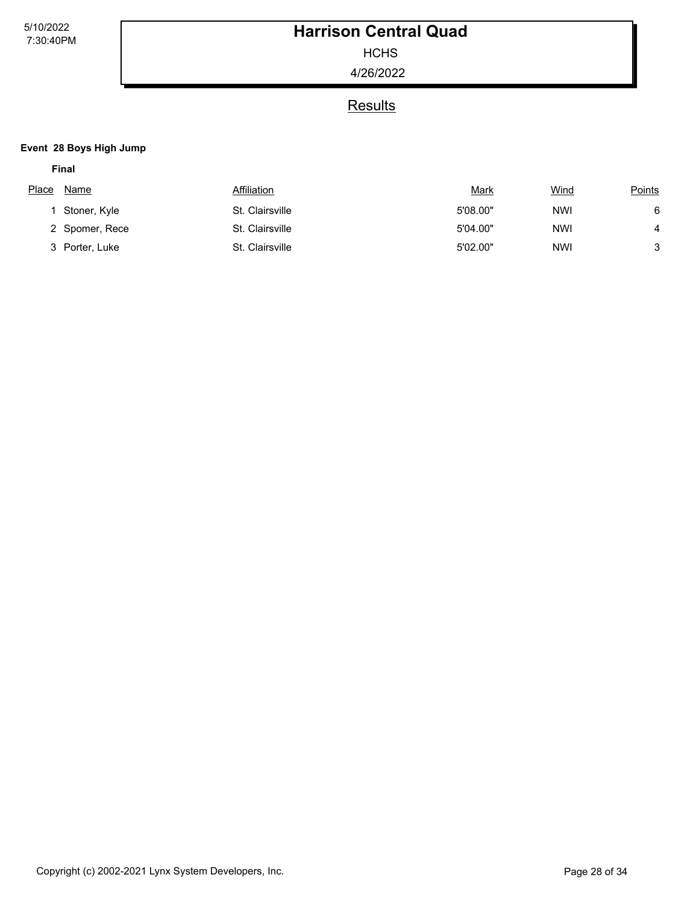# Harrison Central Quad

HCHS

4/26/2022

## Results

**Event 28 Boys High Jump**

**Final**

| Place | Name | Affiliation | Mark | Wind | Points |
|---|---|---|---|---|---|
| 1 | Stoner, Kyle | St. Clairsville | 5'08.00" | NWI | 6 |
| 2 | Spomer, Rece | St. Clairsville | 5'04.00" | NWI | 4 |
| 3 | Porter, Luke | St. Clairsville | 5'02.00" | NWI | 3 |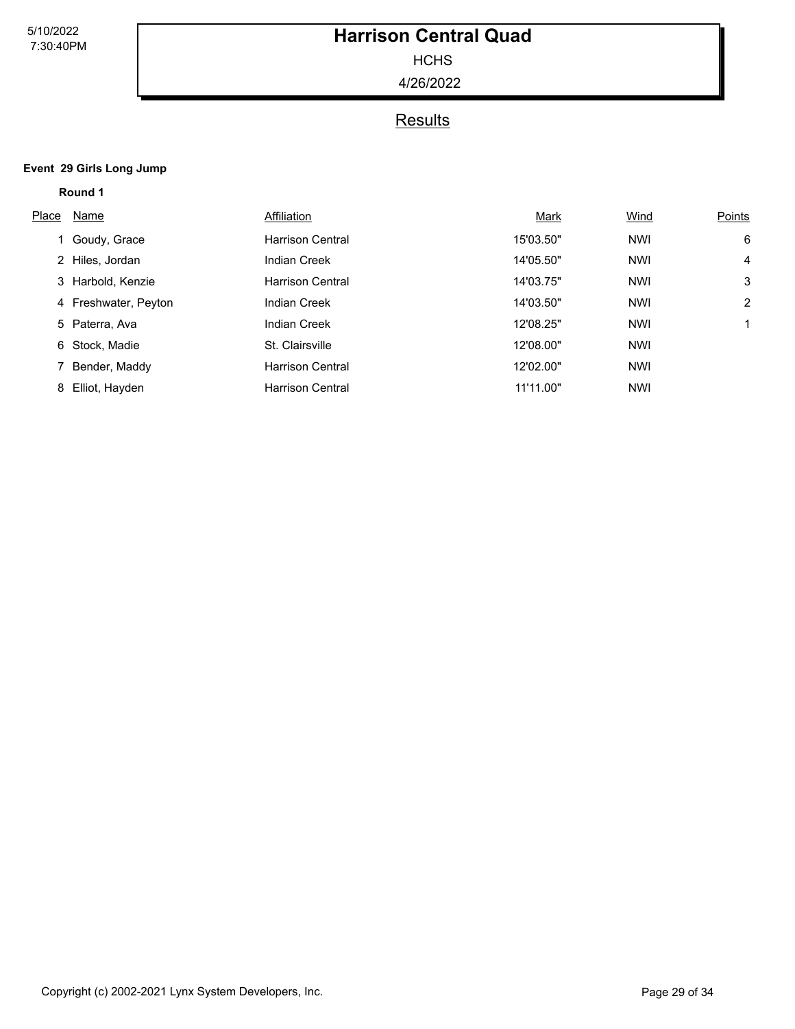# Harrison Central Quad

HCHS

4/26/2022

## Results

**Event 29 Girls Long Jump**

**Round 1**

| Place | Name | Affiliation | Mark | Wind | Points |
|---|---|---|---|---|---|
| 1 | Goudy, Grace | Harrison Central | 15'03.50" | NWI | 6 |
| 2 | Hiles, Jordan | Indian Creek | 14'05.50" | NWI | 4 |
| 3 | Harbold, Kenzie | Harrison Central | 14'03.75" | NWI | 3 |
| 4 | Freshwater, Peyton | Indian Creek | 14'03.50" | NWI | 2 |
| 5 | Paterra, Ava | Indian Creek | 12'08.25" | NWI | 1 |
| 6 | Stock, Madie | St. Clairsville | 12'08.00" | NWI | |
| 7 | Bender, Maddy | Harrison Central | 12'02.00" | NWI | |
| 8 | Elliot, Hayden | Harrison Central | 11'11.00" | NWI | |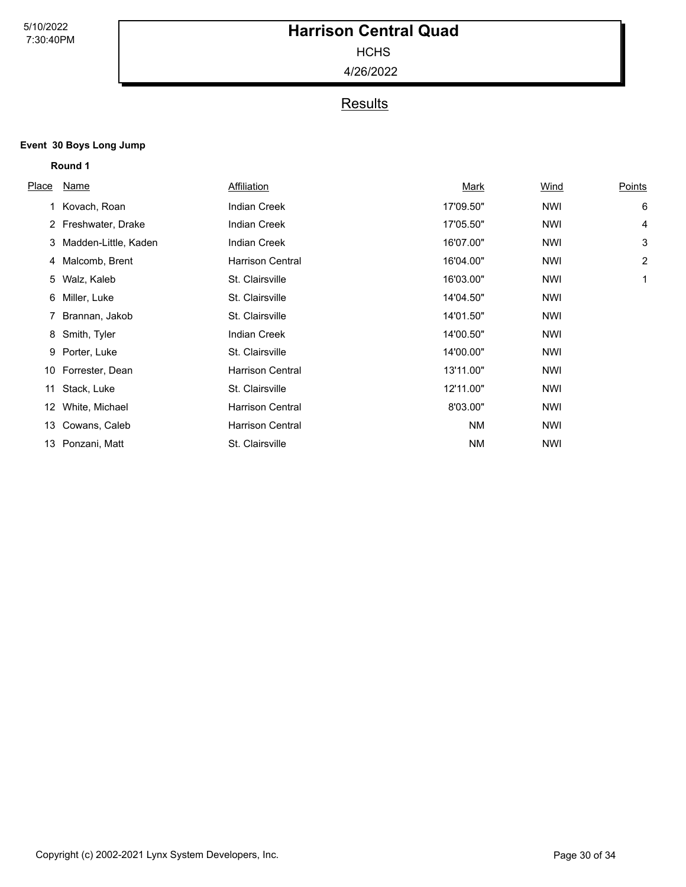# Harrison Central Quad

HCHS

4/26/2022

## Results

### Event 30 Boys Long Jump

**Round 1**

| Place | Name | Affiliation | Mark | Wind | Points |
|---|---|---|---|---|---|
| 1 | Kovach, Roan | Indian Creek | 17'09.50" | NWI | 6 |
| 2 | Freshwater, Drake | Indian Creek | 17'05.50" | NWI | 4 |
| 3 | Madden-Little, Kaden | Indian Creek | 16'07.00" | NWI | 3 |
| 4 | Malcomb, Brent | Harrison Central | 16'04.00" | NWI | 2 |
| 5 | Walz, Kaleb | St. Clairsville | 16'03.00" | NWI | 1 |
| 6 | Miller, Luke | St. Clairsville | 14'04.50" | NWI | |
| 7 | Brannan, Jakob | St. Clairsville | 14'01.50" | NWI | |
| 8 | Smith, Tyler | Indian Creek | 14'00.50" | NWI | |
| 9 | Porter, Luke | St. Clairsville | 14'00.00" | NWI | |
| 10 | Forrester, Dean | Harrison Central | 13'11.00" | NWI | |
| 11 | Stack, Luke | St. Clairsville | 12'11.00" | NWI | |
| 12 | White, Michael | Harrison Central | 8'03.00" | NWI | |
| 13 | Cowans, Caleb | Harrison Central | NM | NWI | |
| 13 | Ponzani, Matt | St. Clairsville | NM | NWI | |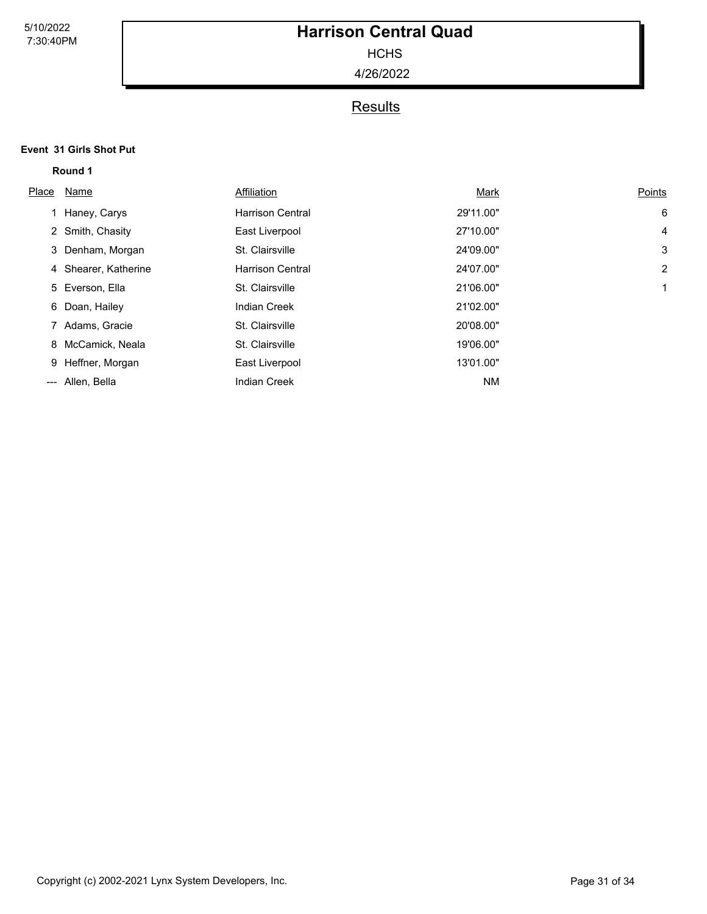# Harrison Central Quad

HCHS

4/26/2022

## Results

**Event 31 Girls Shot Put**

**Round 1**

| Place | Name | Affiliation | Mark | Points |
|---|---|---|---|---|
| 1 | Haney, Carys | Harrison Central | 29'11.00" | 6 |
| 2 | Smith, Chasity | East Liverpool | 27'10.00" | 4 |
| 3 | Denham, Morgan | St. Clairsville | 24'09.00" | 3 |
| 4 | Shearer, Katherine | Harrison Central | 24'07.00" | 2 |
| 5 | Everson, Ella | St. Clairsville | 21'06.00" | 1 |
| 6 | Doan, Hailey | Indian Creek | 21'02.00" | |
| 7 | Adams, Gracie | St. Clairsville | 20'08.00" | |
| 8 | McCamick, Neala | St. Clairsville | 19'06.00" | |
| 9 | Heffner, Morgan | East Liverpool | 13'01.00" | |
| --- | Allen, Bella | Indian Creek | NM | |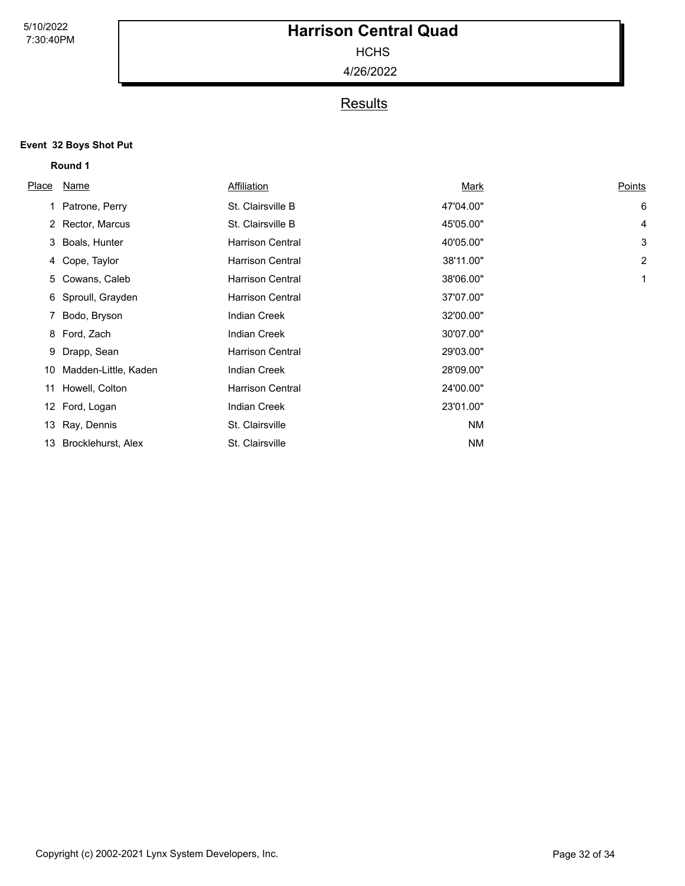# Harrison Central Quad

HCHS

4/26/2022

## Results

**Event 32 Boys Shot Put**

**Round 1**

| Place | Name | Affiliation | Mark | Points |
|---|---|---|---|---|
| 1 | Patrone, Perry | St. Clairsville B | 47'04.00" | 6 |
| 2 | Rector, Marcus | St. Clairsville B | 45'05.00" | 4 |
| 3 | Boals, Hunter | Harrison Central | 40'05.00" | 3 |
| 4 | Cope, Taylor | Harrison Central | 38'11.00" | 2 |
| 5 | Cowans, Caleb | Harrison Central | 38'06.00" | 1 |
| 6 | Sproull, Grayden | Harrison Central | 37'07.00" | |
| 7 | Bodo, Bryson | Indian Creek | 32'00.00" | |
| 8 | Ford, Zach | Indian Creek | 30'07.00" | |
| 9 | Drapp, Sean | Harrison Central | 29'03.00" | |
| 10 | Madden-Little, Kaden | Indian Creek | 28'09.00" | |
| 11 | Howell, Colton | Harrison Central | 24'00.00" | |
| 12 | Ford, Logan | Indian Creek | 23'01.00" | |
| 13 | Ray, Dennis | St. Clairsville | NM | |
| 13 | Brocklehurst, Alex | St. Clairsville | NM | |

Copyright (c) 2002-2021 Lynx System Developers, Inc.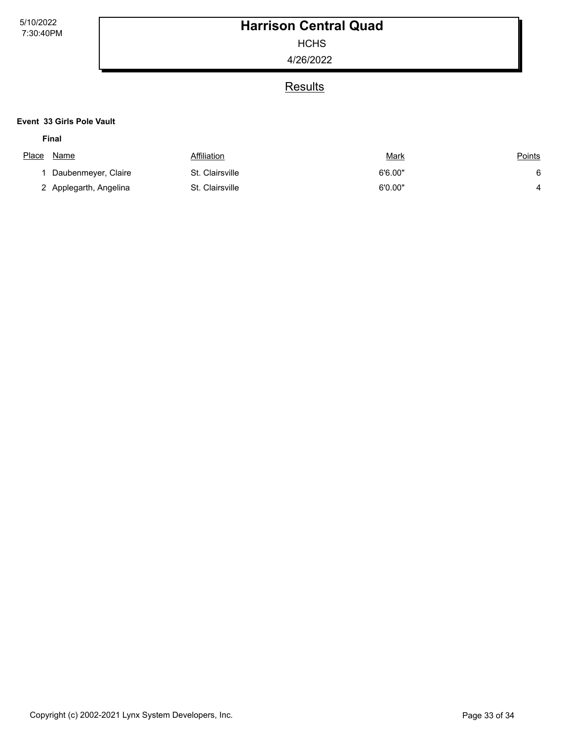# Harrison Central Quad

HCHS

4/26/2022

## Results

**Event 33 Girls Pole Vault**

**Final**

| Place | Name | Affiliation | Mark | Points |
|---|---|---|---|---|
| 1 | Daubenmeyer, Claire | St. Clairsville | 6'6.00" | 6 |
| 2 | Applegarth, Angelina | St. Clairsville | 6'0.00" | 4 |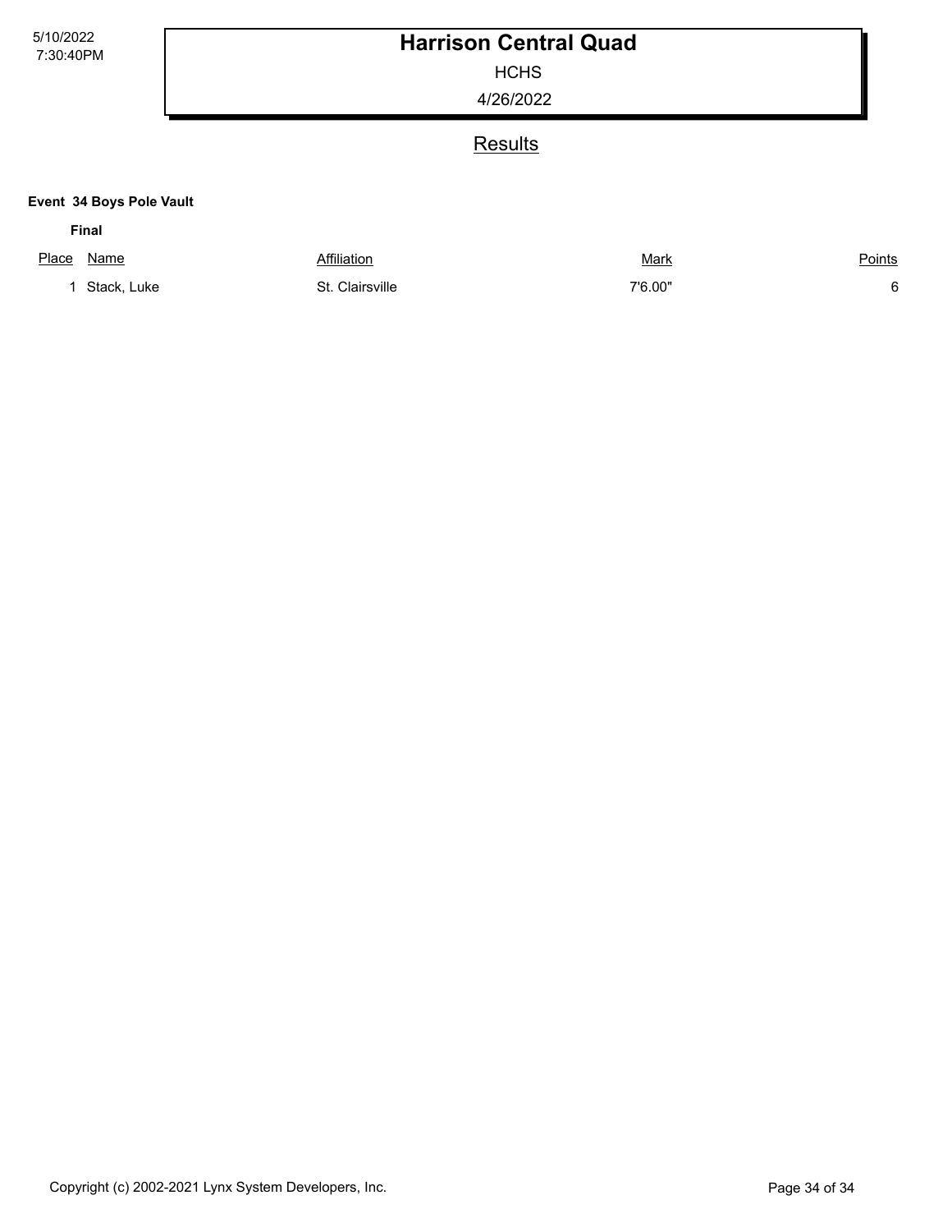# Harrison Central Quad

HCHS

4/26/2022

## Results

**Event 34 Boys Pole Vault**

**Final**

| Place | Name | Affiliation | Mark | Points |
|---|---|---|---|---|
| 1 | Stack, Luke | St. Clairsville | 7'6.00" | 6 |